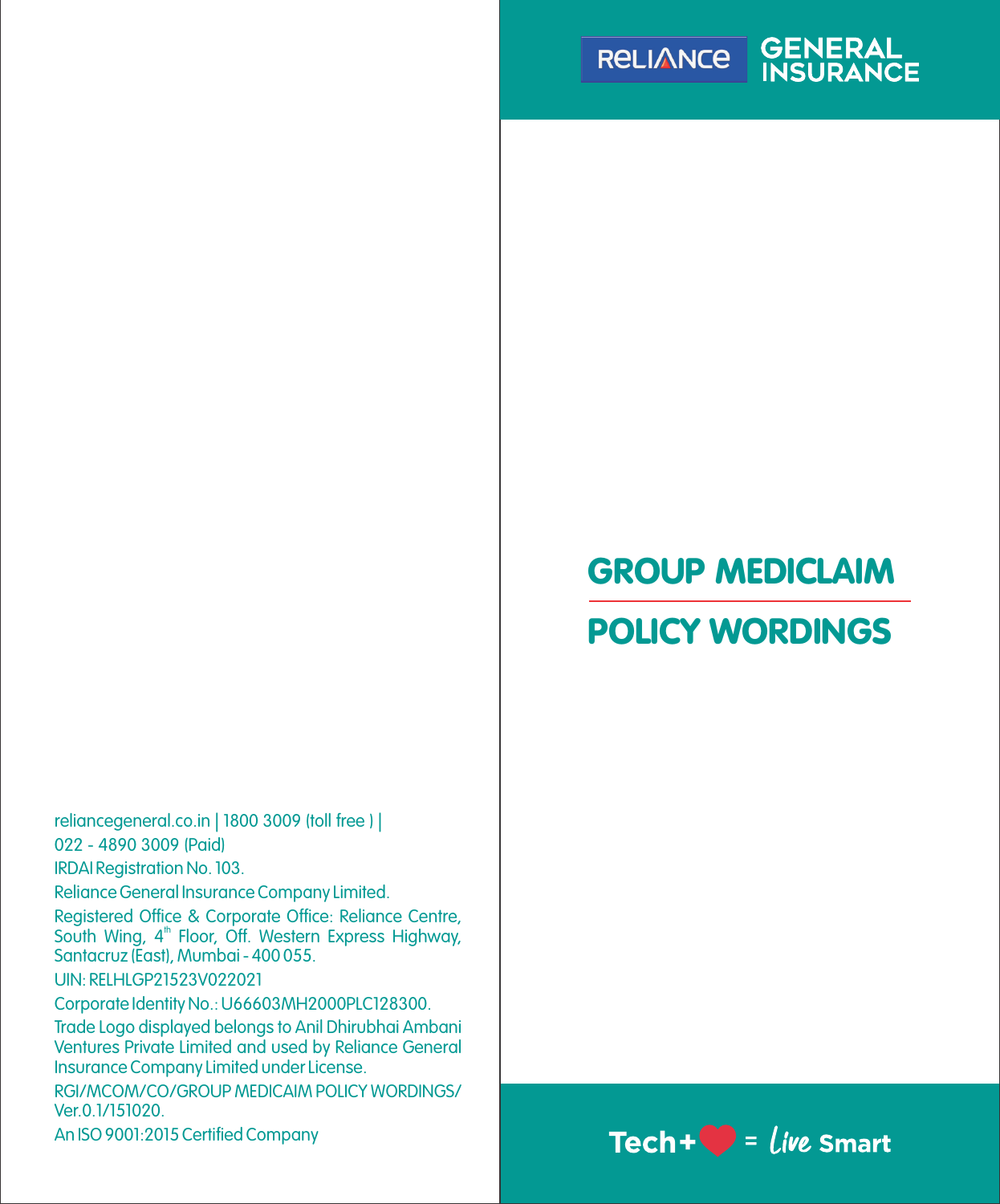RELIANCE GENERAL INSURANCE

# GROUP MEDICLAIM

# POLICY WORDINGS

reliancegeneral.co.in | 1800 3009 (toll free ) |
022 - 4890 3009 (Paid)

IRDAI Registration No. 103.

Reliance General Insurance Company Limited.

Registered Office & Corporate Office: Reliance Centre, South Wing, 4th Floor, Off. Western Express Highway, Santacruz (East), Mumbai - 400 055.

UIN: RELHLGP21523V022021

Corporate Identity No.: U66603MH2000PLC128300.

Trade Logo displayed belongs to Anil Dhirubhai Ambani Ventures Private Limited and used by Reliance General Insurance Company Limited under License.

RGI/MCOM/CO/GROUP MEDICAIM POLICY WORDINGS/ Ver.0.1/151020.

An ISO 9001:2015 Certified Company

Tech+❤ = Live Smart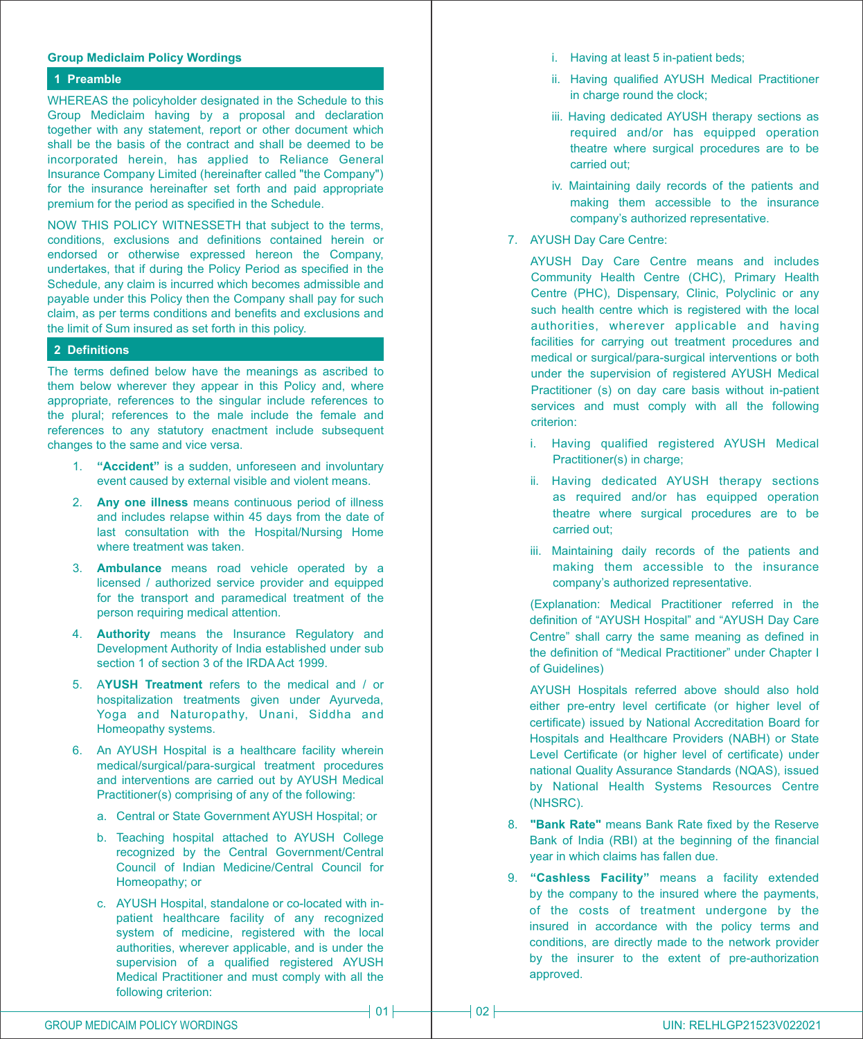## Group Mediclaim Policy Wordings

### 1 Preamble

WHEREAS the policyholder designated in the Schedule to this Group Mediclaim having by a proposal and declaration together with any statement, report or other document which shall be the basis of the contract and shall be deemed to be incorporated herein, has applied to Reliance General Insurance Company Limited (hereinafter called "the Company") for the insurance hereinafter set forth and paid appropriate premium for the period as specified in the Schedule.

NOW THIS POLICY WITNESSETH that subject to the terms, conditions, exclusions and definitions contained herein or endorsed or otherwise expressed hereon the Company, undertakes, that if during the Policy Period as specified in the Schedule, any claim is incurred which becomes admissible and payable under this Policy then the Company shall pay for such claim, as per terms conditions and benefits and exclusions and the limit of Sum insured as set forth in this policy.

### 2 Definitions

The terms defined below have the meanings as ascribed to them below wherever they appear in this Policy and, where appropriate, references to the singular include references to the plural; references to the male include the female and references to any statutory enactment include subsequent changes to the same and vice versa.

1. **"Accident"** is a sudden, unforeseen and involuntary event caused by external visible and violent means.
2. **Any one illness** means continuous period of illness and includes relapse within 45 days from the date of last consultation with the Hospital/Nursing Home where treatment was taken.
3. **Ambulance** means road vehicle operated by a licensed / authorized service provider and equipped for the transport and paramedical treatment of the person requiring medical attention.
4. **Authority** means the Insurance Regulatory and Development Authority of India established under sub section 1 of section 3 of the IRDA Act 1999.
5. A**YUSH Treatment** refers to the medical and / or hospitalization treatments given under Ayurveda, Yoga and Naturopathy, Unani, Siddha and Homeopathy systems.
6. An AYUSH Hospital is a healthcare facility wherein medical/surgical/para-surgical treatment procedures and interventions are carried out by AYUSH Medical Practitioner(s) comprising of any of the following:
   a. Central or State Government AYUSH Hospital; or
   b. Teaching hospital attached to AYUSH College recognized by the Central Government/Central Council of Indian Medicine/Central Council for Homeopathy; or
   c. AYUSH Hospital, standalone or co-located with in-patient healthcare facility of any recognized system of medicine, registered with the local authorities, wherever applicable, and is under the supervision of a qualified registered AYUSH Medical Practitioner and must comply with all the following criterion:
      i. Having at least 5 in-patient beds;
      ii. Having qualified AYUSH Medical Practitioner in charge round the clock;
      iii. Having dedicated AYUSH therapy sections as required and/or has equipped operation theatre where surgical procedures are to be carried out;
      iv. Maintaining daily records of the patients and making them accessible to the insurance company's authorized representative.
7. AYUSH Day Care Centre:

   AYUSH Day Care Centre means and includes Community Health Centre (CHC), Primary Health Centre (PHC), Dispensary, Clinic, Polyclinic or any such health centre which is registered with the local authorities, wherever applicable and having facilities for carrying out treatment procedures and medical or surgical/para-surgical interventions or both under the supervision of registered AYUSH Medical Practitioner (s) on day care basis without in-patient services and must comply with all the following criterion:
   i. Having qualified registered AYUSH Medical Practitioner(s) in charge;
   ii. Having dedicated AYUSH therapy sections as required and/or has equipped operation theatre where surgical procedures are to be carried out;
   iii. Maintaining daily records of the patients and making them accessible to the insurance company's authorized representative.

   (Explanation: Medical Practitioner referred in the definition of "AYUSH Hospital" and "AYUSH Day Care Centre" shall carry the same meaning as defined in the definition of "Medical Practitioner" under Chapter I of Guidelines)

   AYUSH Hospitals referred above should also hold either pre-entry level certificate (or higher level of certificate) issued by National Accreditation Board for Hospitals and Healthcare Providers (NABH) or State Level Certificate (or higher level of certificate) under national Quality Assurance Standards (NQAS), issued by National Health Systems Resources Centre (NHSRC).
8. **"Bank Rate"** means Bank Rate fixed by the Reserve Bank of India (RBI) at the beginning of the financial year in which claims has fallen due.
9. **"Cashless Facility"** means a facility extended by the company to the insured where the payments, of the costs of treatment undergone by the insured in accordance with the policy terms and conditions, are directly made to the network provider by the insurer to the extent of pre-authorization approved.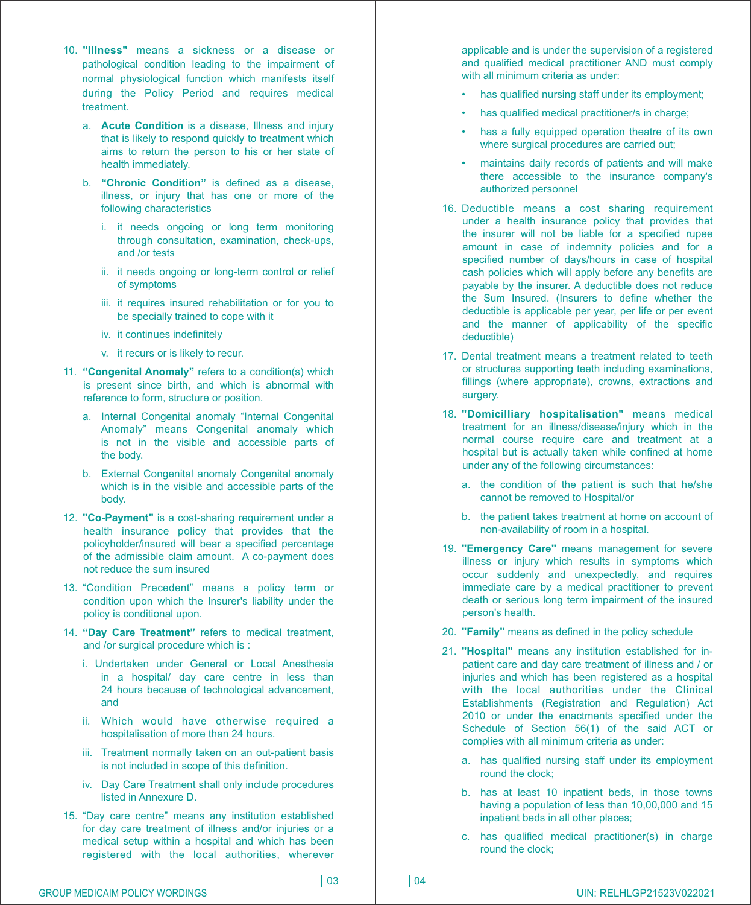10. **"Illness"** means a sickness or a disease or pathological condition leading to the impairment of normal physiological function which manifests itself during the Policy Period and requires medical treatment.

    a. **Acute Condition** is a disease, Illness and injury that is likely to respond quickly to treatment which aims to return the person to his or her state of health immediately.

    b. **"Chronic Condition"** is defined as a disease, illness, or injury that has one or more of the following characteristics

       i. it needs ongoing or long term monitoring through consultation, examination, check-ups, and /or tests

       ii. it needs ongoing or long-term control or relief of symptoms

       iii. it requires insured rehabilitation or for you to be specially trained to cope with it

       iv. it continues indefinitely

       v. it recurs or is likely to recur.

11. **"Congenital Anomaly"** refers to a condition(s) which is present since birth, and which is abnormal with reference to form, structure or position.

    a. Internal Congenital anomaly "Internal Congenital Anomaly" means Congenital anomaly which is not in the visible and accessible parts of the body.

    b. External Congenital anomaly Congenital anomaly which is in the visible and accessible parts of the body.

12. **"Co-Payment"** is a cost-sharing requirement under a health insurance policy that provides that the policyholder/insured will bear a specified percentage of the admissible claim amount. A co-payment does not reduce the sum insured

13. "Condition Precedent" means a policy term or condition upon which the Insurer's liability under the policy is conditional upon.

14. **"Day Care Treatment"** refers to medical treatment, and /or surgical procedure which is :

    i. Undertaken under General or Local Anesthesia in a hospital/ day care centre in less than 24 hours because of technological advancement, and

    ii. Which would have otherwise required a hospitalisation of more than 24 hours.

    iii. Treatment normally taken on an out-patient basis is not included in scope of this definition.

    iv. Day Care Treatment shall only include procedures listed in Annexure D.

15. "Day care centre" means any institution established for day care treatment of illness and/or injuries or a medical setup within a hospital and which has been registered with the local authorities, wherever applicable and is under the supervision of a registered and qualified medical practitioner AND must comply with all minimum criteria as under:

    - has qualified nursing staff under its employment;
    - has qualified medical practitioner/s in charge;
    - has a fully equipped operation theatre of its own where surgical procedures are carried out;
    - maintains daily records of patients and will make there accessible to the insurance company's authorized personnel

16. Deductible means a cost sharing requirement under a health insurance policy that provides that the insurer will not be liable for a specified rupee amount in case of indemnity policies and for a specified number of days/hours in case of hospital cash policies which will apply before any benefits are payable by the insurer. A deductible does not reduce the Sum Insured. (Insurers to define whether the deductible is applicable per year, per life or per event and the manner of applicability of the specific deductible)

17. Dental treatment means a treatment related to teeth or structures supporting teeth including examinations, fillings (where appropriate), crowns, extractions and surgery.

18. **"Domicilliary hospitalisation"** means medical treatment for an illness/disease/injury which in the normal course require care and treatment at a hospital but is actually taken while confined at home under any of the following circumstances:

    a. the condition of the patient is such that he/she cannot be removed to Hospital/or

    b. the patient takes treatment at home on account of non-availability of room in a hospital.

19. **"Emergency Care"** means management for severe illness or injury which results in symptoms which occur suddenly and unexpectedly, and requires immediate care by a medical practitioner to prevent death or serious long term impairment of the insured person's health.

20. **"Family"** means as defined in the policy schedule

21. **"Hospital"** means any institution established for in-patient care and day care treatment of illness and / or injuries and which has been registered as a hospital with the local authorities under the Clinical Establishments (Registration and Regulation) Act 2010 or under the enactments specified under the Schedule of Section 56(1) of the said ACT or complies with all minimum criteria as under:

    a. has qualified nursing staff under its employment round the clock;

    b. has at least 10 inpatient beds, in those towns having a population of less than 10,00,000 and 15 inpatient beds in all other places;

    c. has qualified medical practitioner(s) in charge round the clock;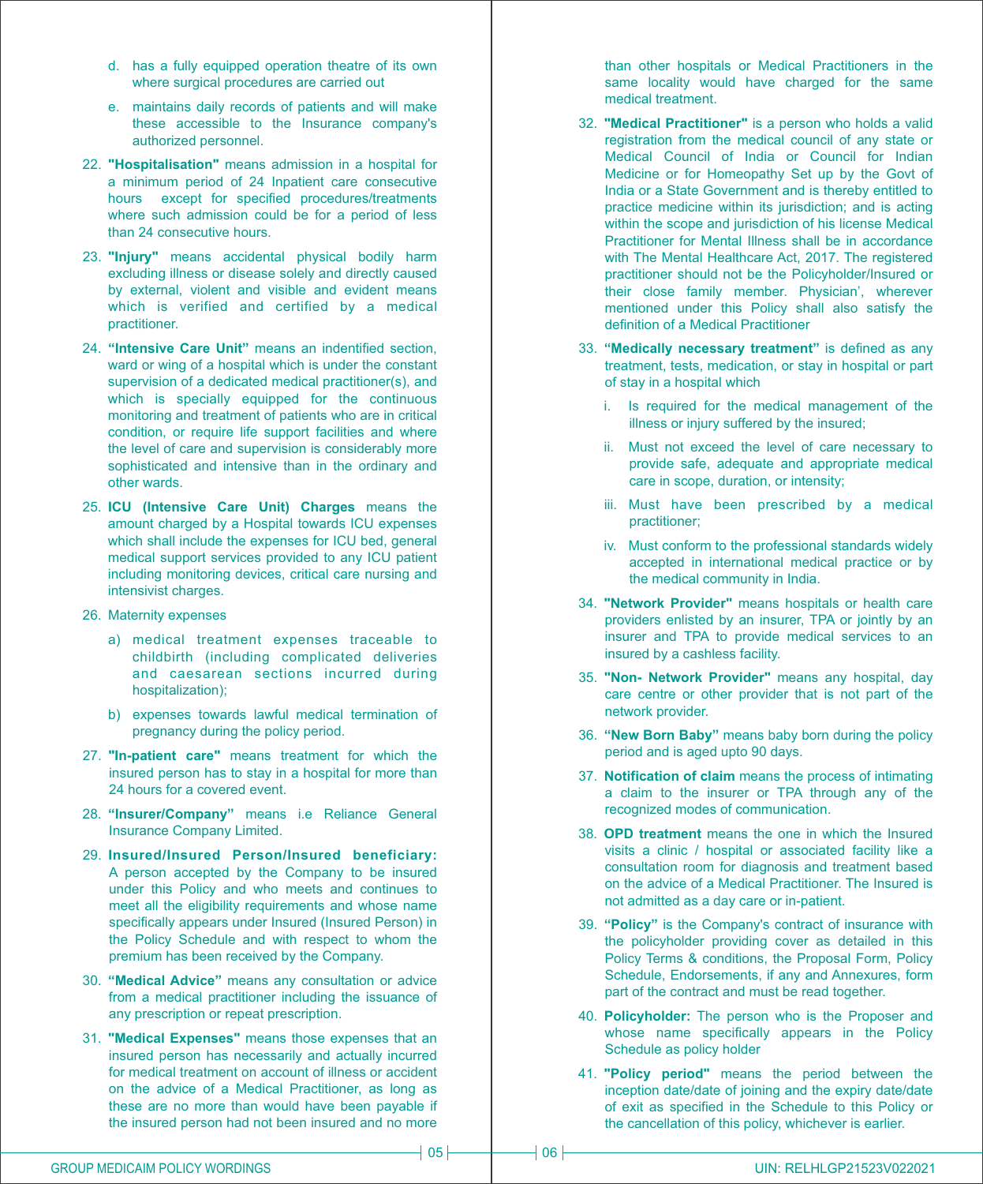d. has a fully equipped operation theatre of its own where surgical procedures are carried out

e. maintains daily records of patients and will make these accessible to the Insurance company's authorized personnel.

22. **"Hospitalisation"** means admission in a hospital for a minimum period of 24 Inpatient care consecutive hours except for specified procedures/treatments where such admission could be for a period of less than 24 consecutive hours.

23. **"Injury"** means accidental physical bodily harm excluding illness or disease solely and directly caused by external, violent and visible and evident means which is verified and certified by a medical practitioner.

24. **"Intensive Care Unit"** means an indentified section, ward or wing of a hospital which is under the constant supervision of a dedicated medical practitioner(s), and which is specially equipped for the continuous monitoring and treatment of patients who are in critical condition, or require life support facilities and where the level of care and supervision is considerably more sophisticated and intensive than in the ordinary and other wards.

25. **ICU (Intensive Care Unit) Charges** means the amount charged by a Hospital towards ICU expenses which shall include the expenses for ICU bed, general medical support services provided to any ICU patient including monitoring devices, critical care nursing and intensivist charges.

26. Maternity expenses

    a) medical treatment expenses traceable to childbirth (including complicated deliveries and caesarean sections incurred during hospitalization);

    b) expenses towards lawful medical termination of pregnancy during the policy period.

27. **"In-patient care"** means treatment for which the insured person has to stay in a hospital for more than 24 hours for a covered event.

28. **"Insurer/Company"** means i.e Reliance General Insurance Company Limited.

29. **Insured/Insured Person/Insured beneficiary:** A person accepted by the Company to be insured under this Policy and who meets and continues to meet all the eligibility requirements and whose name specifically appears under Insured (Insured Person) in the Policy Schedule and with respect to whom the premium has been received by the Company.

30. **"Medical Advice"** means any consultation or advice from a medical practitioner including the issuance of any prescription or repeat prescription.

31. **"Medical Expenses"** means those expenses that an insured person has necessarily and actually incurred for medical treatment on account of illness or accident on the advice of a Medical Practitioner, as long as these are no more than would have been payable if the insured person had not been insured and no more than other hospitals or Medical Practitioners in the same locality would have charged for the same medical treatment.

32. **"Medical Practitioner"** is a person who holds a valid registration from the medical council of any state or Medical Council of India or Council for Indian Medicine or for Homeopathy Set up by the Govt of India or a State Government and is thereby entitled to practice medicine within its jurisdiction; and is acting within the scope and jurisdiction of his license Medical Practitioner for Mental Illness shall be in accordance with The Mental Healthcare Act, 2017. The registered practitioner should not be the Policyholder/Insured or their close family member. Physician', wherever mentioned under this Policy shall also satisfy the definition of a Medical Practitioner

33. **"Medically necessary treatment"** is defined as any treatment, tests, medication, or stay in hospital or part of stay in a hospital which

    i. Is required for the medical management of the illness or injury suffered by the insured;

    ii. Must not exceed the level of care necessary to provide safe, adequate and appropriate medical care in scope, duration, or intensity;

    iii. Must have been prescribed by a medical practitioner;

    iv. Must conform to the professional standards widely accepted in international medical practice or by the medical community in India.

34. **"Network Provider"** means hospitals or health care providers enlisted by an insurer, TPA or jointly by an insurer and TPA to provide medical services to an insured by a cashless facility.

35. **"Non- Network Provider"** means any hospital, day care centre or other provider that is not part of the network provider.

36. **"New Born Baby"** means baby born during the policy period and is aged upto 90 days.

37. **Notification of claim** means the process of intimating a claim to the insurer or TPA through any of the recognized modes of communication.

38. **OPD treatment** means the one in which the Insured visits a clinic / hospital or associated facility like a consultation room for diagnosis and treatment based on the advice of a Medical Practitioner. The Insured is not admitted as a day care or in-patient.

39. **"Policy"** is the Company's contract of insurance with the policyholder providing cover as detailed in this Policy Terms & conditions, the Proposal Form, Policy Schedule, Endorsements, if any and Annexures, form part of the contract and must be read together.

40. **Policyholder:** The person who is the Proposer and whose name specifically appears in the Policy Schedule as policy holder

41. **"Policy period"** means the period between the inception date/date of joining and the expiry date/date of exit as specified in the Schedule to this Policy or the cancellation of this policy, whichever is earlier.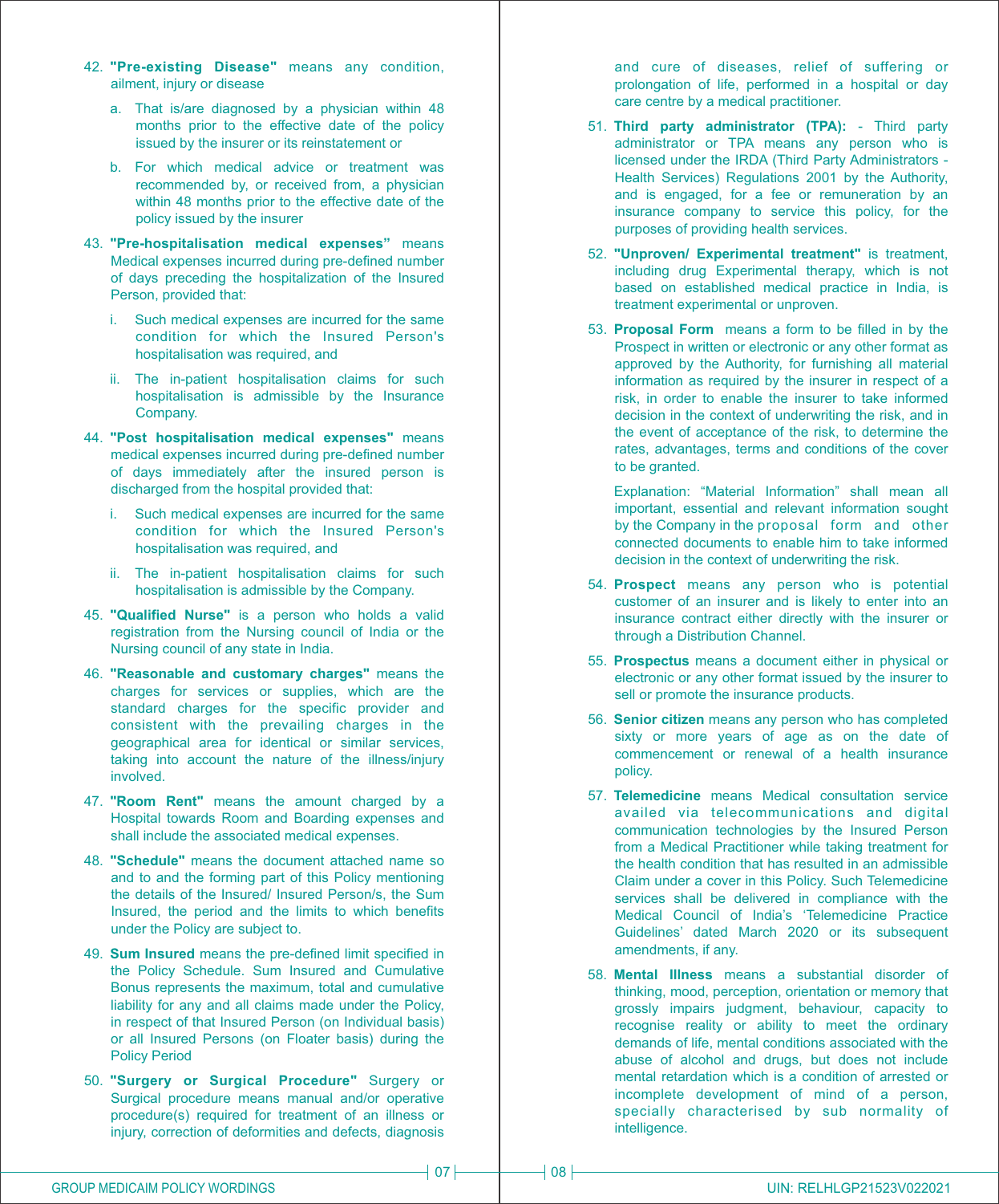42. **"Pre-existing Disease"** means any condition, ailment, injury or disease

    a. That is/are diagnosed by a physician within 48 months prior to the effective date of the policy issued by the insurer or its reinstatement or

    b. For which medical advice or treatment was recommended by, or received from, a physician within 48 months prior to the effective date of the policy issued by the insurer

43. **"Pre-hospitalisation medical expenses"** means Medical expenses incurred during pre-defined number of days preceding the hospitalization of the Insured Person, provided that:

    i. Such medical expenses are incurred for the same condition for which the Insured Person's hospitalisation was required, and

    ii. The in-patient hospitalisation claims for such hospitalisation is admissible by the Insurance Company.

44. **"Post hospitalisation medical expenses"** means medical expenses incurred during pre-defined number of days immediately after the insured person is discharged from the hospital provided that:

    i. Such medical expenses are incurred for the same condition for which the Insured Person's hospitalisation was required, and

    ii. The in-patient hospitalisation claims for such hospitalisation is admissible by the Company.

45. **"Qualified Nurse"** is a person who holds a valid registration from the Nursing council of India or the Nursing council of any state in India.

46. **"Reasonable and customary charges"** means the charges for services or supplies, which are the standard charges for the specific provider and consistent with the prevailing charges in the geographical area for identical or similar services, taking into account the nature of the illness/injury involved.

47. **"Room Rent"** means the amount charged by a Hospital towards Room and Boarding expenses and shall include the associated medical expenses.

48. **"Schedule"** means the document attached name so and to and the forming part of this Policy mentioning the details of the Insured/ Insured Person/s, the Sum Insured, the period and the limits to which benefits under the Policy are subject to.

49. **Sum Insured** means the pre-defined limit specified in the Policy Schedule. Sum Insured and Cumulative Bonus represents the maximum, total and cumulative liability for any and all claims made under the Policy, in respect of that Insured Person (on Individual basis) or all Insured Persons (on Floater basis) during the Policy Period

50. **"Surgery or Surgical Procedure"** Surgery or Surgical procedure means manual and/or operative procedure(s) required for treatment of an illness or injury, correction of deformities and defects, diagnosis and cure of diseases, relief of suffering or prolongation of life, performed in a hospital or day care centre by a medical practitioner.

51. **Third party administrator (TPA):** - Third party administrator or TPA means any person who is licensed under the IRDA (Third Party Administrators - Health Services) Regulations 2001 by the Authority, and is engaged, for a fee or remuneration by an insurance company to service this policy, for the purposes of providing health services.

52. **"Unproven/ Experimental treatment"** is treatment, including drug Experimental therapy, which is not based on established medical practice in India, is treatment experimental or unproven.

53. **Proposal Form** means a form to be filled in by the Prospect in written or electronic or any other format as approved by the Authority, for furnishing all material information as required by the insurer in respect of a risk, in order to enable the insurer to take informed decision in the context of underwriting the risk, and in the event of acceptance of the risk, to determine the rates, advantages, terms and conditions of the cover to be granted.

    Explanation: "Material Information" shall mean all important, essential and relevant information sought by the Company in the proposal form and other connected documents to enable him to take informed decision in the context of underwriting the risk.

54. **Prospect** means any person who is potential customer of an insurer and is likely to enter into an insurance contract either directly with the insurer or through a Distribution Channel.

55. **Prospectus** means a document either in physical or electronic or any other format issued by the insurer to sell or promote the insurance products.

56. **Senior citizen** means any person who has completed sixty or more years of age as on the date of commencement or renewal of a health insurance policy.

57. **Telemedicine** means Medical consultation service availed via telecommunications and digital communication technologies by the Insured Person from a Medical Practitioner while taking treatment for the health condition that has resulted in an admissible Claim under a cover in this Policy. Such Telemedicine services shall be delivered in compliance with the Medical Council of India's 'Telemedicine Practice Guidelines' dated March 2020 or its subsequent amendments, if any.

58. **Mental Illness** means a substantial disorder of thinking, mood, perception, orientation or memory that grossly impairs judgment, behaviour, capacity to recognise reality or ability to meet the ordinary demands of life, mental conditions associated with the abuse of alcohol and drugs, but does not include mental retardation which is a condition of arrested or incomplete development of mind of a person, specially characterised by sub normality of intelligence.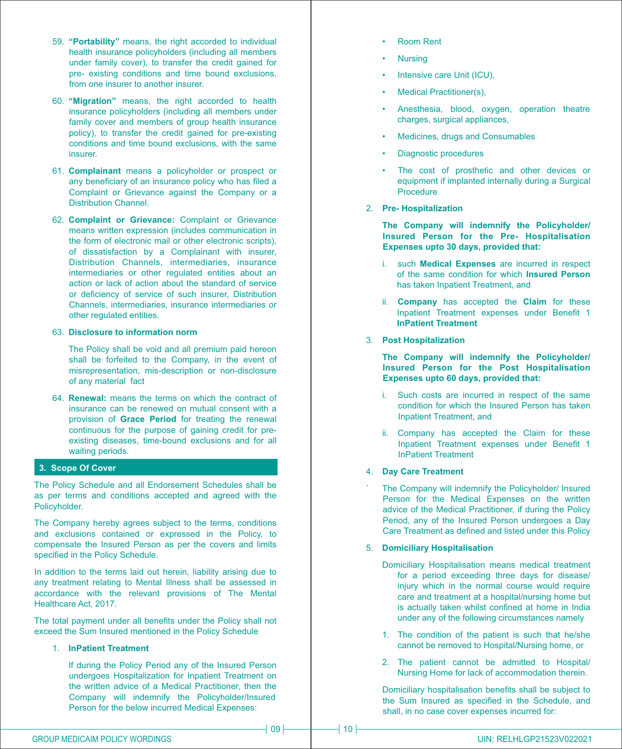59. **"Portability"** means, the right accorded to individual health insurance policyholders (including all members under family cover), to transfer the credit gained for pre- existing conditions and time bound exclusions, from one insurer to another insurer.

60. **"Migration"** means, the right accorded to health insurance policyholders (including all members under family cover and members of group health insurance policy), to transfer the credit gained for pre-existing conditions and time bound exclusions, with the same insurer.

61. **Complainant** means a policyholder or prospect or any beneficiary of an insurance policy who has filed a Complaint or Grievance against the Company or a Distribution Channel.

62. **Complaint or Grievance:** Complaint or Grievance means written expression (includes communication in the form of electronic mail or other electronic scripts), of dissatisfaction by a Complainant with insurer, Distribution Channels, intermediaries, insurance intermediaries or other regulated entities about an action or lack of action about the standard of service or deficiency of service of such insurer, Distribution Channels, intermediaries, insurance intermediaries or other regulated entities.

63. **Disclosure to information norm**

    The Policy shall be void and all premium paid hereon shall be forfeited to the Company, in the event of misrepresentation, mis-description or non-disclosure of any material fact

64. **Renewal:** means the terms on which the contract of insurance can be renewed on mutual consent with a provision of **Grace Period** for treating the renewal continuous for the purpose of gaining credit for pre-existing diseases, time-bound exclusions and for all waiting periods.

## 3. Scope Of Cover

The Policy Schedule and all Endorsement Schedules shall be as per terms and conditions accepted and agreed with the Policyholder.

The Company hereby agrees subject to the terms, conditions and exclusions contained or expressed in the Policy, to compensate the Insured Person as per the covers and limits specified in the Policy Schedule.

In addition to the terms laid out herein, liability arising due to any treatment relating to Mental Illness shall be assessed in accordance with the relevant provisions of The Mental Healthcare Act, 2017.

The total payment under all benefits under the Policy shall not exceed the Sum Insured mentioned in the Policy Schedule

1. **InPatient Treatment**

   If during the Policy Period any of the Insured Person undergoes Hospitalization for Inpatient Treatment on the written advice of a Medical Practitioner, then the Company will indemnify the Policyholder/Insured Person for the below incurred Medical Expenses:

   - Room Rent
   - Nursing
   - Intensive care Unit (ICU),
   - Medical Practitioner(s),
   - Anesthesia, blood, oxygen, operation theatre charges, surgical appliances,
   - Medicines, drugs and Consumables
   - Diagnostic procedures
   - The cost of prosthetic and other devices or equipment if implanted internally during a Surgical Procedure

2. **Pre- Hospitalization**

   **The Company will indemnify the Policyholder/ Insured Person for the Pre- Hospitalisation Expenses upto 30 days, provided that:**

   i. such **Medical Expenses** are incurred in respect of the same condition for which **Insured Person** has taken Inpatient Treatment, and

   ii. **Company** has accepted the **Claim** for these Inpatient Treatment expenses under Benefit 1 **InPatient Treatment**

3. **Post Hospitalization**

   **The Company will indemnify the Policyholder/ Insured Person for the Post Hospitalisation Expenses upto 60 days, provided that:**

   i. Such costs are incurred in respect of the same condition for which the Insured Person has taken Inpatient Treatment, and

   ii. Company has accepted the Claim for these Inpatient Treatment expenses under Benefit 1 InPatient Treatment

4. **Day Care Treatment**

   The Company will indemnify the Policyholder/ Insured Person for the Medical Expenses on the written advice of the Medical Practitioner, if during the Policy Period, any of the Insured Person undergoes a Day Care Treatment as defined and listed under this Policy

5. **Domiciliary Hospitalisation**

   Domiciliary Hospitalisation means medical treatment for a period exceeding three days for disease/ injury which in the normal course would require care and treatment at a hospital/nursing home but is actually taken whilst confined at home in India under any of the following circumstances namely

   1. The condition of the patient is such that he/she cannot be removed to Hospital/Nursing home, or
   2. The patient cannot be admitted to Hospital/ Nursing Home for lack of accommodation therein.

   Domiciliary hospitalisation benefits shall be subject to the Sum Insured as specified in the Schedule, and shall, in no case cover expenses incurred for: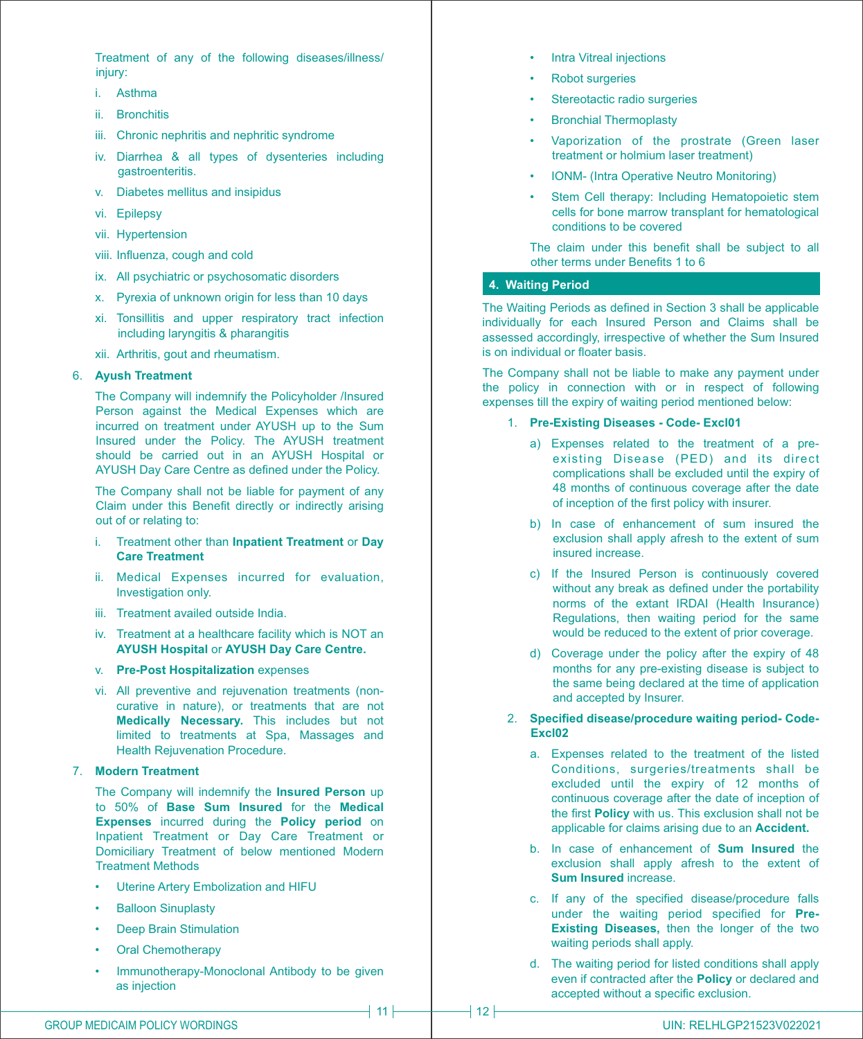Treatment of any of the following diseases/illness/ injury:

i. Asthma

ii. Bronchitis

iii. Chronic nephritis and nephritic syndrome

iv. Diarrhea & all types of dysenteries including gastroenteritis.

v. Diabetes mellitus and insipidus

vi. Epilepsy

vii. Hypertension

viii. Influenza, cough and cold

ix. All psychiatric or psychosomatic disorders

x. Pyrexia of unknown origin for less than 10 days

xi. Tonsillitis and upper respiratory tract infection including laryngitis & pharangitis

xii. Arthritis, gout and rheumatism.

6. **Ayush Treatment**

The Company will indemnify the Policyholder /Insured Person against the Medical Expenses which are incurred on treatment under AYUSH up to the Sum Insured under the Policy. The AYUSH treatment should be carried out in an AYUSH Hospital or AYUSH Day Care Centre as defined under the Policy.

The Company shall not be liable for payment of any Claim under this Benefit directly or indirectly arising out of or relating to:

i. Treatment other than **Inpatient Treatment** or **Day Care Treatment**

ii. Medical Expenses incurred for evaluation, Investigation only.

iii. Treatment availed outside India.

iv. Treatment at a healthcare facility which is NOT an **AYUSH Hospital** or **AYUSH Day Care Centre.**

v. **Pre-Post Hospitalization** expenses

vi. All preventive and rejuvenation treatments (non-curative in nature), or treatments that are not **Medically Necessary.** This includes but not limited to treatments at Spa, Massages and Health Rejuvenation Procedure.

7. **Modern Treatment**

The Company will indemnify the **Insured Person** up to 50% of **Base Sum Insured** for the **Medical Expenses** incurred during the **Policy period** on Inpatient Treatment or Day Care Treatment or Domiciliary Treatment of below mentioned Modern Treatment Methods

- Uterine Artery Embolization and HIFU
- Balloon Sinuplasty
- Deep Brain Stimulation
- Oral Chemotherapy
- Immunotherapy-Monoclonal Antibody to be given as injection
- Intra Vitreal injections
- Robot surgeries
- Stereotactic radio surgeries
- Bronchial Thermoplasty
- Vaporization of the prostrate (Green laser treatment or holmium laser treatment)
- IONM- (Intra Operative Neutro Monitoring)
- Stem Cell therapy: Including Hematopoietic stem cells for bone marrow transplant for hematological conditions to be covered

The claim under this benefit shall be subject to all other terms under Benefits 1 to 6

## 4. Waiting Period

The Waiting Periods as defined in Section 3 shall be applicable individually for each Insured Person and Claims shall be assessed accordingly, irrespective of whether the Sum Insured is on individual or floater basis.

The Company shall not be liable to make any payment under the policy in connection with or in respect of following expenses till the expiry of waiting period mentioned below:

1. **Pre-Existing Diseases - Code- Excl01**

   a) Expenses related to the treatment of a pre-existing Disease (PED) and its direct complications shall be excluded until the expiry of 48 months of continuous coverage after the date of inception of the first policy with insurer.

   b) In case of enhancement of sum insured the exclusion shall apply afresh to the extent of sum insured increase.

   c) If the Insured Person is continuously covered without any break as defined under the portability norms of the extant IRDAI (Health Insurance) Regulations, then waiting period for the same would be reduced to the extent of prior coverage.

   d) Coverage under the policy after the expiry of 48 months for any pre-existing disease is subject to the same being declared at the time of application and accepted by Insurer.

2. **Specified disease/procedure waiting period- Code-Excl02**

   a. Expenses related to the treatment of the listed Conditions, surgeries/treatments shall be excluded until the expiry of 12 months of continuous coverage after the date of inception of the first **Policy** with us. This exclusion shall not be applicable for claims arising due to an **Accident.**

   b. In case of enhancement of **Sum Insured** the exclusion shall apply afresh to the extent of **Sum Insured** increase.

   c. If any of the specified disease/procedure falls under the waiting period specified for **Pre-Existing Diseases,** then the longer of the two waiting periods shall apply.

   d. The waiting period for listed conditions shall apply even if contracted after the **Policy** or declared and accepted without a specific exclusion.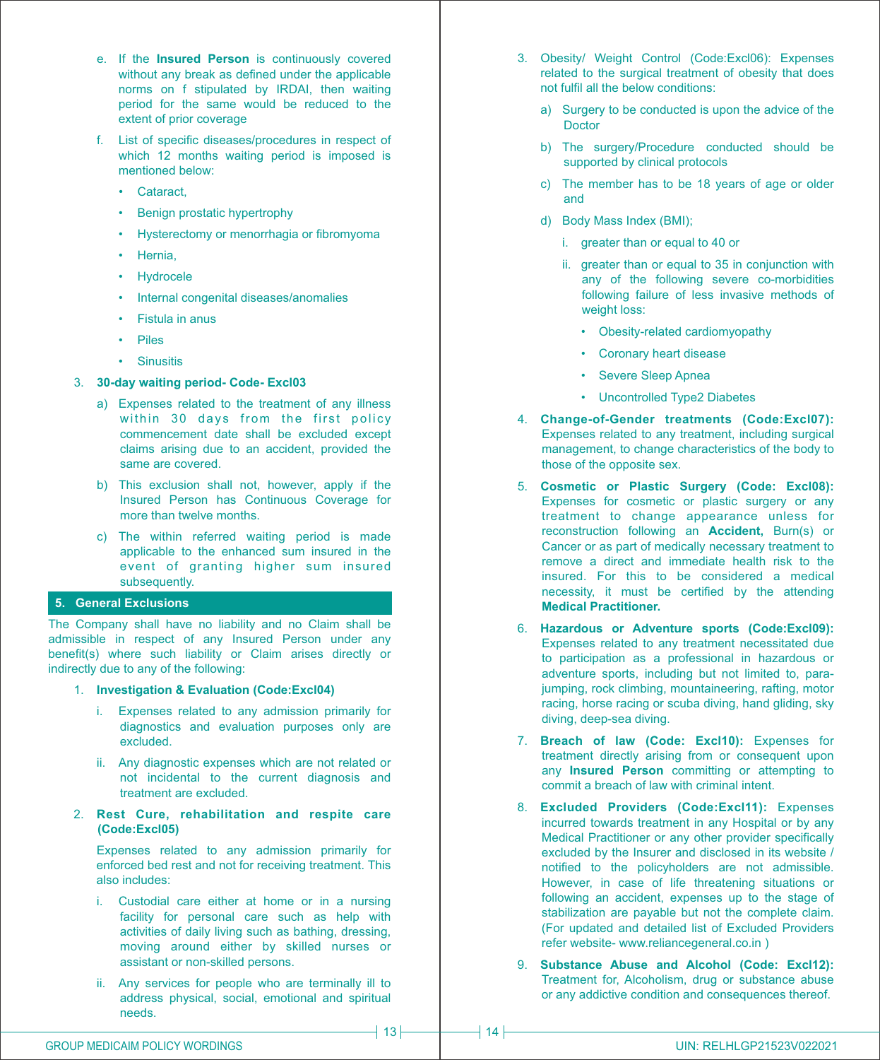e. If the **Insured Person** is continuously covered without any break as defined under the applicable norms on f stipulated by IRDAI, then waiting period for the same would be reduced to the extent of prior coverage

f. List of specific diseases/procedures in respect of which 12 months waiting period is imposed is mentioned below:

- Cataract,
- Benign prostatic hypertrophy
- Hysterectomy or menorrhagia or fibromyoma
- Hernia,
- Hydrocele
- Internal congenital diseases/anomalies
- Fistula in anus
- Piles
- Sinusitis

3. **30-day waiting period- Code- Excl03**

a) Expenses related to the treatment of any illness within 30 days from the first policy commencement date shall be excluded except claims arising due to an accident, provided the same are covered.

b) This exclusion shall not, however, apply if the Insured Person has Continuous Coverage for more than twelve months.

c) The within referred waiting period is made applicable to the enhanced sum insured in the event of granting higher sum insured subsequently.

## 5. General Exclusions

The Company shall have no liability and no Claim shall be admissible in respect of any Insured Person under any benefit(s) where such liability or Claim arises directly or indirectly due to any of the following:

1. **Investigation & Evaluation (Code:Excl04)**

i. Expenses related to any admission primarily for diagnostics and evaluation purposes only are excluded.

ii. Any diagnostic expenses which are not related or not incidental to the current diagnosis and treatment are excluded.

2. **Rest Cure, rehabilitation and respite care (Code:Excl05)**

Expenses related to any admission primarily for enforced bed rest and not for receiving treatment. This also includes:

i. Custodial care either at home or in a nursing facility for personal care such as help with activities of daily living such as bathing, dressing, moving around either by skilled nurses or assistant or non-skilled persons.

ii. Any services for people who are terminally ill to address physical, social, emotional and spiritual needs.

3. Obesity/ Weight Control (Code:Excl06): Expenses related to the surgical treatment of obesity that does not fulfil all the below conditions:

a) Surgery to be conducted is upon the advice of the Doctor

b) The surgery/Procedure conducted should be supported by clinical protocols

c) The member has to be 18 years of age or older and

d) Body Mass Index (BMI);

i. greater than or equal to 40 or

ii. greater than or equal to 35 in conjunction with any of the following severe co-morbidities following failure of less invasive methods of weight loss:

- Obesity-related cardiomyopathy
- Coronary heart disease
- Severe Sleep Apnea
- Uncontrolled Type2 Diabetes

4. **Change-of-Gender treatments (Code:Excl07):** Expenses related to any treatment, including surgical management, to change characteristics of the body to those of the opposite sex.

5. **Cosmetic or Plastic Surgery (Code: Excl08):** Expenses for cosmetic or plastic surgery or any treatment to change appearance unless for reconstruction following an **Accident,** Burn(s) or Cancer or as part of medically necessary treatment to remove a direct and immediate health risk to the insured. For this to be considered a medical necessity, it must be certified by the attending **Medical Practitioner.**

6. **Hazardous or Adventure sports (Code:Excl09):** Expenses related to any treatment necessitated due to participation as a professional in hazardous or adventure sports, including but not limited to, para-jumping, rock climbing, mountaineering, rafting, motor racing, horse racing or scuba diving, hand gliding, sky diving, deep-sea diving.

7. **Breach of law (Code: Excl10):** Expenses for treatment directly arising from or consequent upon any **Insured Person** committing or attempting to commit a breach of law with criminal intent.

8. **Excluded Providers (Code:Excl11):** Expenses incurred towards treatment in any Hospital or by any Medical Practitioner or any other provider specifically excluded by the Insurer and disclosed in its website / notified to the policyholders are not admissible. However, in case of life threatening situations or following an accident, expenses up to the stage of stabilization are payable but not the complete claim. (For updated and detailed list of Excluded Providers refer website- www.reliancegeneral.co.in )

9. **Substance Abuse and Alcohol (Code: Excl12):** Treatment for, Alcoholism, drug or substance abuse or any addictive condition and consequences thereof.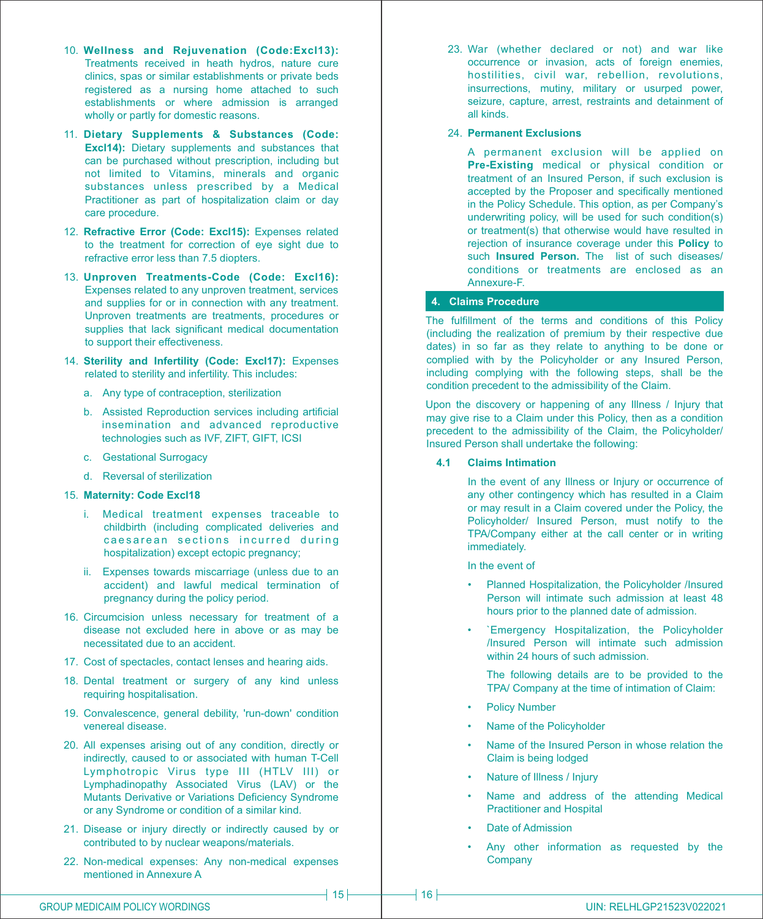10. **Wellness and Rejuvenation (Code:Excl13):** Treatments received in heath hydros, nature cure clinics, spas or similar establishments or private beds registered as a nursing home attached to such establishments or where admission is arranged wholly or partly for domestic reasons.

11. **Dietary Supplements & Substances (Code: Excl14):** Dietary supplements and substances that can be purchased without prescription, including but not limited to Vitamins, minerals and organic substances unless prescribed by a Medical Practitioner as part of hospitalization claim or day care procedure.

12. **Refractive Error (Code: Excl15):** Expenses related to the treatment for correction of eye sight due to refractive error less than 7.5 diopters.

13. **Unproven Treatments-Code (Code: Excl16):** Expenses related to any unproven treatment, services and supplies for or in connection with any treatment. Unproven treatments are treatments, procedures or supplies that lack significant medical documentation to support their effectiveness.

14. **Sterility and Infertility (Code: Excl17):** Expenses related to sterility and infertility. This includes:

    a. Any type of contraception, sterilization

    b. Assisted Reproduction services including artificial insemination and advanced reproductive technologies such as IVF, ZIFT, GIFT, ICSI

    c. Gestational Surrogacy

    d. Reversal of sterilization

15. **Maternity: Code Excl18**

    i. Medical treatment expenses traceable to childbirth (including complicated deliveries and caesarean sections incurred during hospitalization) except ectopic pregnancy;

    ii. Expenses towards miscarriage (unless due to an accident) and lawful medical termination of pregnancy during the policy period.

16. Circumcision unless necessary for treatment of a disease not excluded here in above or as may be necessitated due to an accident.

17. Cost of spectacles, contact lenses and hearing aids.

18. Dental treatment or surgery of any kind unless requiring hospitalisation.

19. Convalescence, general debility, 'run-down' condition venereal disease.

20. All expenses arising out of any condition, directly or indirectly, caused to or associated with human T-Cell Lymphotropic Virus type III (HTLV III) or Lymphadinopathy Associated Virus (LAV) or the Mutants Derivative or Variations Deficiency Syndrome or any Syndrome or condition of a similar kind.

21. Disease or injury directly or indirectly caused by or contributed to by nuclear weapons/materials.

22. Non-medical expenses: Any non-medical expenses mentioned in Annexure A

23. War (whether declared or not) and war like occurrence or invasion, acts of foreign enemies, hostilities, civil war, rebellion, revolutions, insurrections, mutiny, military or usurped power, seizure, capture, arrest, restraints and detainment of all kinds.

24. **Permanent Exclusions**

    A permanent exclusion will be applied on **Pre-Existing** medical or physical condition or treatment of an Insured Person, if such exclusion is accepted by the Proposer and specifically mentioned in the Policy Schedule. This option, as per Company's underwriting policy, will be used for such condition(s) or treatment(s) that otherwise would have resulted in rejection of insurance coverage under this **Policy** to such **Insured Person.** The list of such diseases/ conditions or treatments are enclosed as an Annexure-F.

## 4. Claims Procedure

The fulfillment of the terms and conditions of this Policy (including the realization of premium by their respective due dates) in so far as they relate to anything to be done or complied with by the Policyholder or any Insured Person, including complying with the following steps, shall be the condition precedent to the admissibility of the Claim.

Upon the discovery or happening of any Illness / Injury that may give rise to a Claim under this Policy, then as a condition precedent to the admissibility of the Claim, the Policyholder/ Insured Person shall undertake the following:

### 4.1 Claims Intimation

In the event of any Illness or Injury or occurrence of any other contingency which has resulted in a Claim or may result in a Claim covered under the Policy, the Policyholder/ Insured Person, must notify to the TPA/Company either at the call center or in writing immediately.

In the event of

- Planned Hospitalization, the Policyholder /Insured Person will intimate such admission at least 48 hours prior to the planned date of admission.
- `Emergency Hospitalization, the Policyholder /Insured Person will intimate such admission within 24 hours of such admission.

  The following details are to be provided to the TPA/ Company at the time of intimation of Claim:

- Policy Number
- Name of the Policyholder
- Name of the Insured Person in whose relation the Claim is being lodged
- Nature of Illness / Injury
- Name and address of the attending Medical Practitioner and Hospital
- Date of Admission
- Any other information as requested by the Company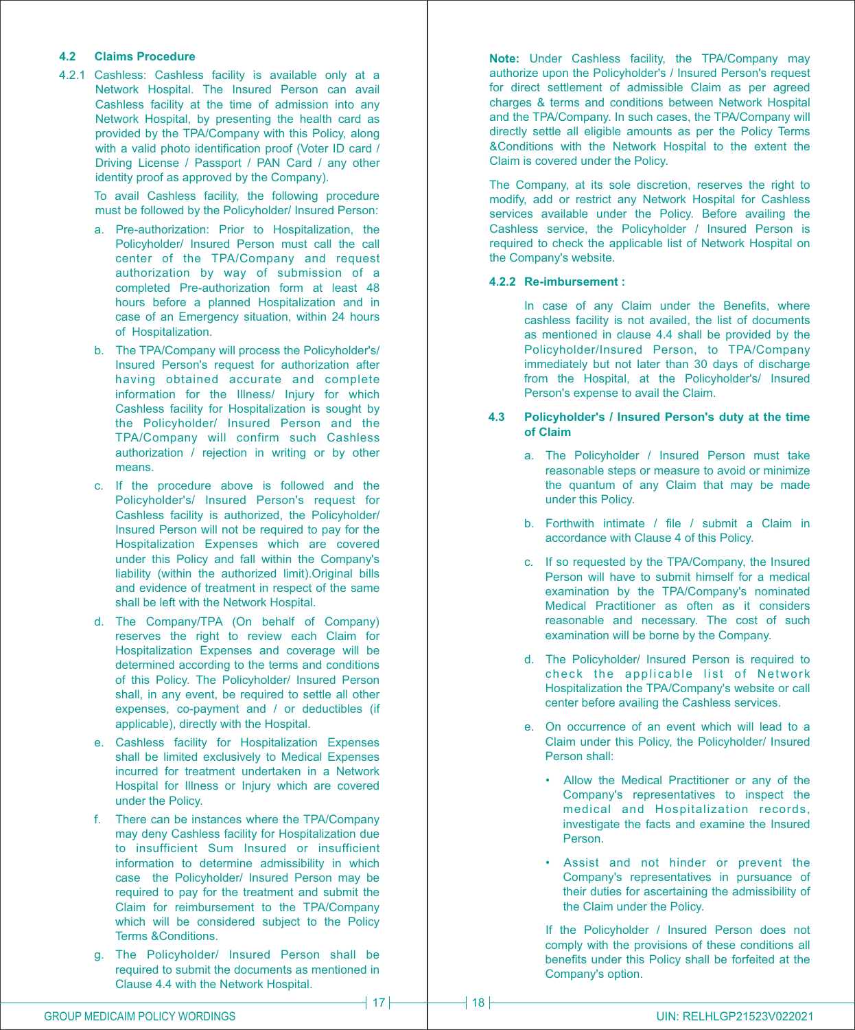### 4.2 Claims Procedure

4.2.1 Cashless: Cashless facility is available only at a Network Hospital. The Insured Person can avail Cashless facility at the time of admission into any Network Hospital, by presenting the health card as provided by the TPA/Company with this Policy, along with a valid photo identification proof (Voter ID card / Driving License / Passport / PAN Card / any other identity proof as approved by the Company).

To avail Cashless facility, the following procedure must be followed by the Policyholder/ Insured Person:

a. Pre-authorization: Prior to Hospitalization, the Policyholder/ Insured Person must call the call center of the TPA/Company and request authorization by way of submission of a completed Pre-authorization form at least 48 hours before a planned Hospitalization and in case of an Emergency situation, within 24 hours of Hospitalization.

b. The TPA/Company will process the Policyholder's/ Insured Person's request for authorization after having obtained accurate and complete information for the Illness/ Injury for which Cashless facility for Hospitalization is sought by the Policyholder/ Insured Person and the TPA/Company will confirm such Cashless authorization / rejection in writing or by other means.

c. If the procedure above is followed and the Policyholder's/ Insured Person's request for Cashless facility is authorized, the Policyholder/ Insured Person will not be required to pay for the Hospitalization Expenses which are covered under this Policy and fall within the Company's liability (within the authorized limit).Original bills and evidence of treatment in respect of the same shall be left with the Network Hospital.

d. The Company/TPA (On behalf of Company) reserves the right to review each Claim for Hospitalization Expenses and coverage will be determined according to the terms and conditions of this Policy. The Policyholder/ Insured Person shall, in any event, be required to settle all other expenses, co-payment and / or deductibles (if applicable), directly with the Hospital.

e. Cashless facility for Hospitalization Expenses shall be limited exclusively to Medical Expenses incurred for treatment undertaken in a Network Hospital for Illness or Injury which are covered under the Policy.

f. There can be instances where the TPA/Company may deny Cashless facility for Hospitalization due to insufficient Sum Insured or insufficient information to determine admissibility in which case the Policyholder/ Insured Person may be required to pay for the treatment and submit the Claim for reimbursement to the TPA/Company which will be considered subject to the Policy Terms &Conditions.

g. The Policyholder/ Insured Person shall be required to submit the documents as mentioned in Clause 4.4 with the Network Hospital.

**Note:** Under Cashless facility, the TPA/Company may authorize upon the Policyholder's / Insured Person's request for direct settlement of admissible Claim as per agreed charges & terms and conditions between Network Hospital and the TPA/Company. In such cases, the TPA/Company will directly settle all eligible amounts as per the Policy Terms &Conditions with the Network Hospital to the extent the Claim is covered under the Policy.

The Company, at its sole discretion, reserves the right to modify, add or restrict any Network Hospital for Cashless services available under the Policy. Before availing the Cashless service, the Policyholder / Insured Person is required to check the applicable list of Network Hospital on the Company's website.

**4.2.2 Re-imbursement :**

In case of any Claim under the Benefits, where cashless facility is not availed, the list of documents as mentioned in clause 4.4 shall be provided by the Policyholder/Insured Person, to TPA/Company immediately but not later than 30 days of discharge from the Hospital, at the Policyholder's/ Insured Person's expense to avail the Claim.

### 4.3 Policyholder's / Insured Person's duty at the time of Claim

a. The Policyholder / Insured Person must take reasonable steps or measure to avoid or minimize the quantum of any Claim that may be made under this Policy.

b. Forthwith intimate / file / submit a Claim in accordance with Clause 4 of this Policy.

c. If so requested by the TPA/Company, the Insured Person will have to submit himself for a medical examination by the TPA/Company's nominated Medical Practitioner as often as it considers reasonable and necessary. The cost of such examination will be borne by the Company.

d. The Policyholder/ Insured Person is required to check the applicable list of Network Hospitalization the TPA/Company's website or call center before availing the Cashless services.

e. On occurrence of an event which will lead to a Claim under this Policy, the Policyholder/ Insured Person shall:

- Allow the Medical Practitioner or any of the Company's representatives to inspect the medical and Hospitalization records, investigate the facts and examine the Insured Person.
- Assist and not hinder or prevent the Company's representatives in pursuance of their duties for ascertaining the admissibility of the Claim under the Policy.

If the Policyholder / Insured Person does not comply with the provisions of these conditions all benefits under this Policy shall be forfeited at the Company's option.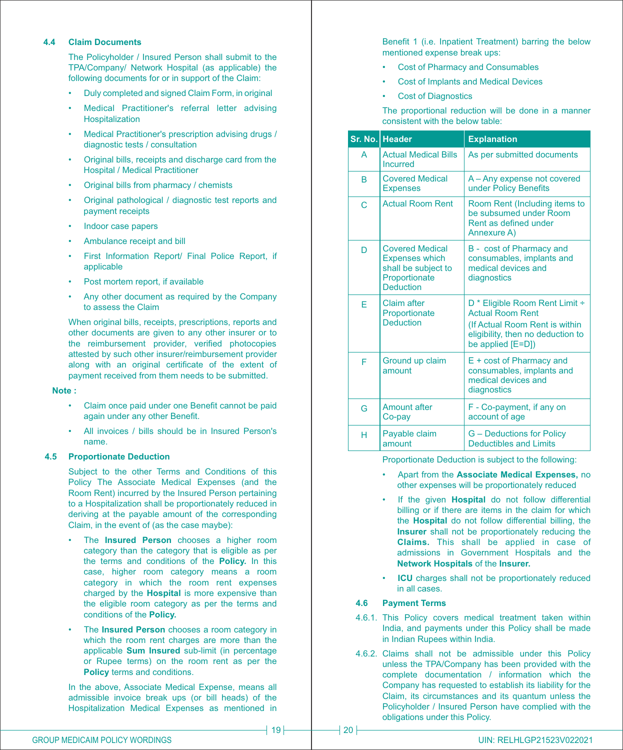### 4.4 Claim Documents

The Policyholder / Insured Person shall submit to the TPA/Company/ Network Hospital (as applicable) the following documents for or in support of the Claim:

- Duly completed and signed Claim Form, in original
- Medical Practitioner's referral letter advising Hospitalization
- Medical Practitioner's prescription advising drugs / diagnostic tests / consultation
- Original bills, receipts and discharge card from the Hospital / Medical Practitioner
- Original bills from pharmacy / chemists
- Original pathological / diagnostic test reports and payment receipts
- Indoor case papers
- Ambulance receipt and bill
- First Information Report/ Final Police Report, if applicable
- Post mortem report, if available
- Any other document as required by the Company to assess the Claim

When original bills, receipts, prescriptions, reports and other documents are given to any other insurer or to the reimbursement provider, verified photocopies attested by such other insurer/reimbursement provider along with an original certificate of the extent of payment received from them needs to be submitted.

**Note :**

- Claim once paid under one Benefit cannot be paid again under any other Benefit.
- All invoices / bills should be in Insured Person's name.

### 4.5 Proportionate Deduction

Subject to the other Terms and Conditions of this Policy The Associate Medical Expenses (and the Room Rent) incurred by the Insured Person pertaining to a Hospitalization shall be proportionately reduced in deriving at the payable amount of the corresponding Claim, in the event of (as the case maybe):

- The **Insured Person** chooses a higher room category than the category that is eligible as per the terms and conditions of the **Policy.** In this case, higher room category means a room category in which the room rent expenses charged by the **Hospital** is more expensive than the eligible room category as per the terms and conditions of the **Policy.**
- The **Insured Person** chooses a room category in which the room rent charges are more than the applicable **Sum Insured** sub-limit (in percentage or Rupee terms) on the room rent as per the **Policy** terms and conditions.

In the above, Associate Medical Expense, means all admissible invoice break ups (or bill heads) of the Hospitalization Medical Expenses as mentioned in Benefit 1 (i.e. Inpatient Treatment) barring the below mentioned expense break ups:

- Cost of Pharmacy and Consumables
- Cost of Implants and Medical Devices
- Cost of Diagnostics

The proportional reduction will be done in a manner consistent with the below table:

| Sr. No. | Header | Explanation |
|---|---|---|
| A | Actual Medical Bills Incurred | As per submitted documents |
| B | Covered Medical Expenses | A – Any expense not covered under Policy Benefits |
| C | Actual Room Rent | Room Rent (Including items to be subsumed under Room Rent as defined under Annexure A) |
| D | Covered Medical Expenses which shall be subject to Proportionate Deduction | B - cost of Pharmacy and consumables, implants and medical devices and diagnostics |
| E | Claim after Proportionate Deduction | D * Eligible Room Rent Limit ÷ Actual Room Rent (If Actual Room Rent is within eligibility, then no deduction to be applied [E=D]) |
| F | Ground up claim amount | E + cost of Pharmacy and consumables, implants and medical devices and diagnostics |
| G | Amount after Co-pay | F - Co-payment, if any on account of age |
| H | Payable claim amount | G – Deductions for Policy Deductibles and Limits |

Proportionate Deduction is subject to the following:

- Apart from the **Associate Medical Expenses,** no other expenses will be proportionately reduced
- If the given **Hospital** do not follow differential billing or if there are items in the claim for which the **Hospital** do not follow differential billing, the **Insurer** shall not be proportionately reducing the **Claims.** This shall be applied in case of admissions in Government Hospitals and the **Network Hospitals** of the **Insurer.**
- **ICU** charges shall not be proportionately reduced in all cases.

### 4.6 Payment Terms

4.6.1. This Policy covers medical treatment taken within India, and payments under this Policy shall be made in Indian Rupees within India.

4.6.2. Claims shall not be admissible under this Policy unless the TPA/Company has been provided with the complete documentation / information which the Company has requested to establish its liability for the Claim, its circumstances and its quantum unless the Policyholder / Insured Person have complied with the obligations under this Policy.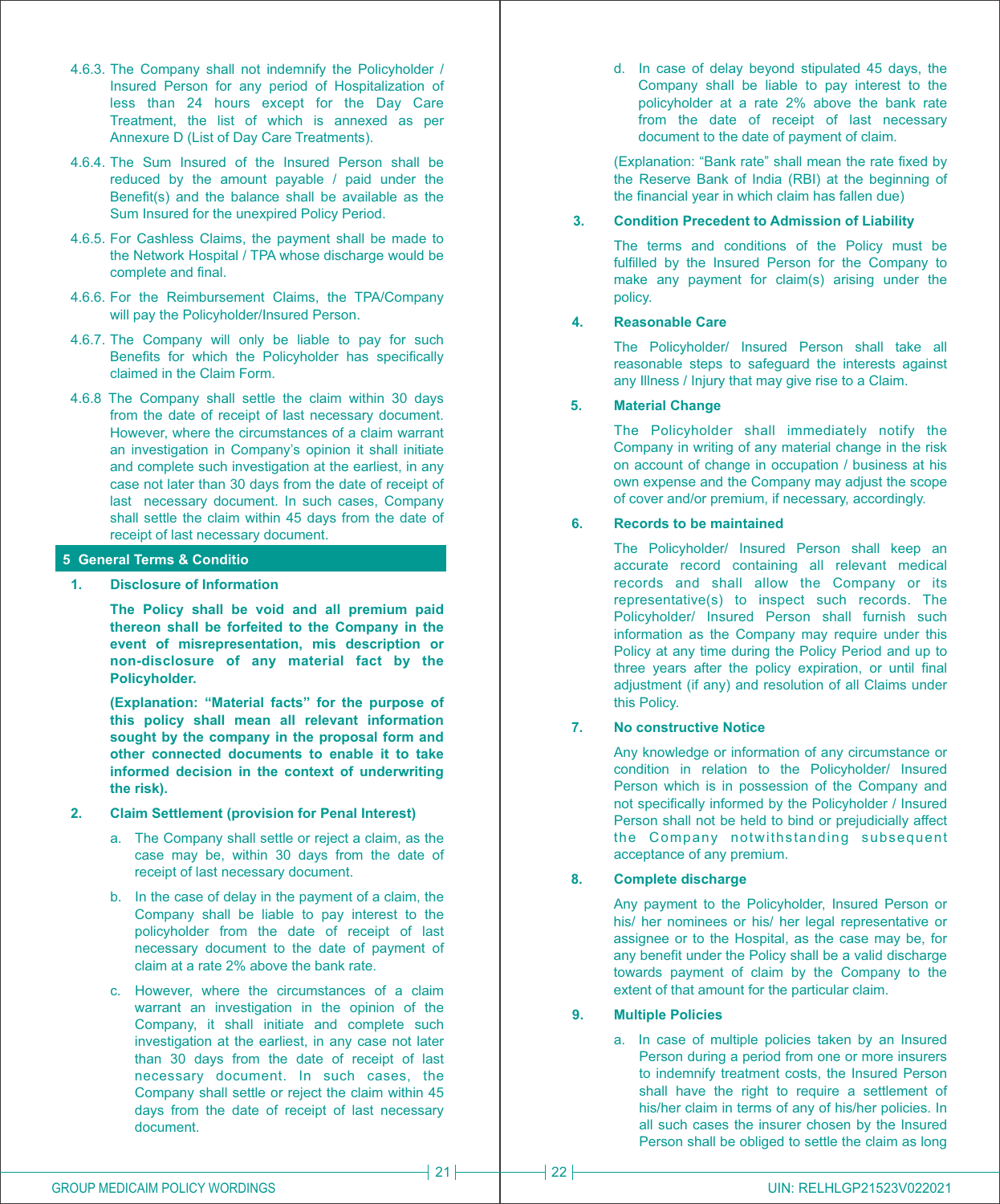4.6.3. The Company shall not indemnify the Policyholder / Insured Person for any period of Hospitalization of less than 24 hours except for the Day Care Treatment, the list of which is annexed as per Annexure D (List of Day Care Treatments).

4.6.4. The Sum Insured of the Insured Person shall be reduced by the amount payable / paid under the Benefit(s) and the balance shall be available as the Sum Insured for the unexpired Policy Period.

4.6.5. For Cashless Claims, the payment shall be made to the Network Hospital / TPA whose discharge would be complete and final.

4.6.6. For the Reimbursement Claims, the TPA/Company will pay the Policyholder/Insured Person.

4.6.7. The Company will only be liable to pay for such Benefits for which the Policyholder has specifically claimed in the Claim Form.

4.6.8 The Company shall settle the claim within 30 days from the date of receipt of last necessary document. However, where the circumstances of a claim warrant an investigation in Company's opinion it shall initiate and complete such investigation at the earliest, in any case not later than 30 days from the date of receipt of last necessary document. In such cases, Company shall settle the claim within 45 days from the date of receipt of last necessary document.

## 5 General Terms & Conditio

**1. Disclosure of Information**

**The Policy shall be void and all premium paid thereon shall be forfeited to the Company in the event of misrepresentation, mis description or non-disclosure of any material fact by the Policyholder.**

**(Explanation: "Material facts" for the purpose of this policy shall mean all relevant information sought by the company in the proposal form and other connected documents to enable it to take informed decision in the context of underwriting the risk).**

**2. Claim Settlement (provision for Penal Interest)**

a. The Company shall settle or reject a claim, as the case may be, within 30 days from the date of receipt of last necessary document.

b. In the case of delay in the payment of a claim, the Company shall be liable to pay interest to the policyholder from the date of receipt of last necessary document to the date of payment of claim at a rate 2% above the bank rate.

c. However, where the circumstances of a claim warrant an investigation in the opinion of the Company, it shall initiate and complete such investigation at the earliest, in any case not later than 30 days from the date of receipt of last necessary document. In such cases, the Company shall settle or reject the claim within 45 days from the date of receipt of last necessary document.

d. In case of delay beyond stipulated 45 days, the Company shall be liable to pay interest to the policyholder at a rate 2% above the bank rate from the date of receipt of last necessary document to the date of payment of claim.

(Explanation: "Bank rate" shall mean the rate fixed by the Reserve Bank of India (RBI) at the beginning of the financial year in which claim has fallen due)

**3. Condition Precedent to Admission of Liability**

The terms and conditions of the Policy must be fulfilled by the Insured Person for the Company to make any payment for claim(s) arising under the policy.

**4. Reasonable Care**

The Policyholder/ Insured Person shall take all reasonable steps to safeguard the interests against any Illness / Injury that may give rise to a Claim.

**5. Material Change**

The Policyholder shall immediately notify the Company in writing of any material change in the risk on account of change in occupation / business at his own expense and the Company may adjust the scope of cover and/or premium, if necessary, accordingly.

**6. Records to be maintained**

The Policyholder/ Insured Person shall keep an accurate record containing all relevant medical records and shall allow the Company or its representative(s) to inspect such records. The Policyholder/ Insured Person shall furnish such information as the Company may require under this Policy at any time during the Policy Period and up to three years after the policy expiration, or until final adjustment (if any) and resolution of all Claims under this Policy.

**7. No constructive Notice**

Any knowledge or information of any circumstance or condition in relation to the Policyholder/ Insured Person which is in possession of the Company and not specifically informed by the Policyholder / Insured Person shall not be held to bind or prejudicially affect the Company notwithstanding subsequent acceptance of any premium.

**8. Complete discharge**

Any payment to the Policyholder, Insured Person or his/ her nominees or his/ her legal representative or assignee or to the Hospital, as the case may be, for any benefit under the Policy shall be a valid discharge towards payment of claim by the Company to the extent of that amount for the particular claim.

**9. Multiple Policies**

a. In case of multiple policies taken by an Insured Person during a period from one or more insurers to indemnify treatment costs, the Insured Person shall have the right to require a settlement of his/her claim in terms of any of his/her policies. In all such cases the insurer chosen by the Insured Person shall be obliged to settle the claim as long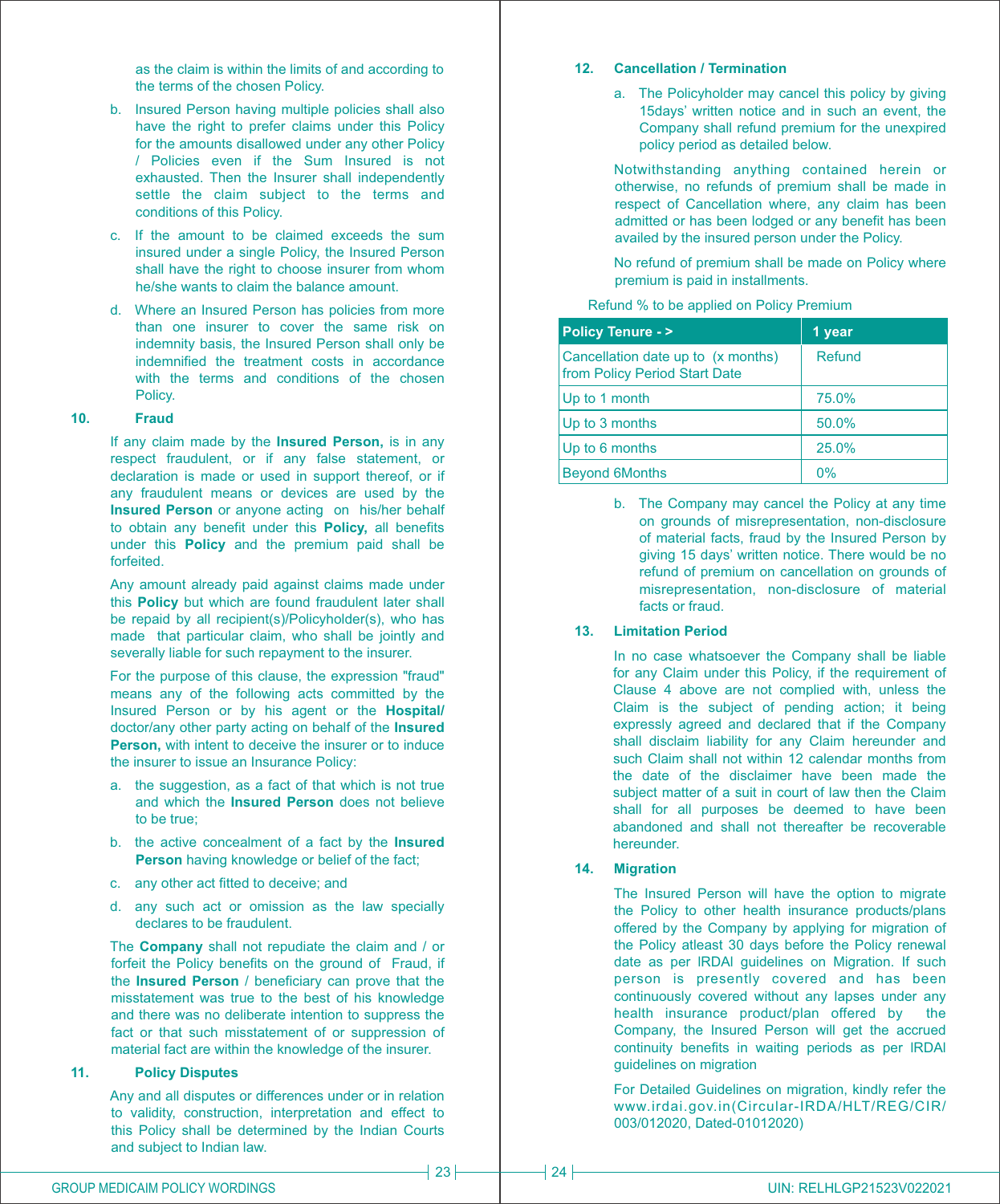as the claim is within the limits of and according to the terms of the chosen Policy.

b. Insured Person having multiple policies shall also have the right to prefer claims under this Policy for the amounts disallowed under any other Policy / Policies even if the Sum Insured is not exhausted. Then the Insurer shall independently settle the claim subject to the terms and conditions of this Policy.

c. If the amount to be claimed exceeds the sum insured under a single Policy, the Insured Person shall have the right to choose insurer from whom he/she wants to claim the balance amount.

d. Where an Insured Person has policies from more than one insurer to cover the same risk on indemnity basis, the Insured Person shall only be indemnified the treatment costs in accordance with the terms and conditions of the chosen Policy.

### 10. Fraud

If any claim made by the **Insured Person,** is in any respect fraudulent, or if any false statement, or declaration is made or used in support thereof, or if any fraudulent means or devices are used by the **Insured Person** or anyone acting on his/her behalf to obtain any benefit under this **Policy,** all benefits under this **Policy** and the premium paid shall be forfeited.

Any amount already paid against claims made under this **Policy** but which are found fraudulent later shall be repaid by all recipient(s)/Policyholder(s), who has made that particular claim, who shall be jointly and severally liable for such repayment to the insurer.

For the purpose of this clause, the expression "fraud" means any of the following acts committed by the Insured Person or by his agent or the **Hospital/** doctor/any other party acting on behalf of the **Insured Person,** with intent to deceive the insurer or to induce the insurer to issue an Insurance Policy:

a. the suggestion, as a fact of that which is not true and which the **Insured Person** does not believe to be true;

b. the active concealment of a fact by the **Insured Person** having knowledge or belief of the fact;

c. any other act fitted to deceive; and

d. any such act or omission as the law specially declares to be fraudulent.

The **Company** shall not repudiate the claim and / or forfeit the Policy benefits on the ground of Fraud, if the **Insured Person** / beneficiary can prove that the misstatement was true to the best of his knowledge and there was no deliberate intention to suppress the fact or that such misstatement of or suppression of material fact are within the knowledge of the insurer.

### 11. Policy Disputes

Any and all disputes or differences under or in relation to validity, construction, interpretation and effect to this Policy shall be determined by the Indian Courts and subject to Indian law.

### 12. Cancellation / Termination

a. The Policyholder may cancel this policy by giving 15days' written notice and in such an event, the Company shall refund premium for the unexpired policy period as detailed below.

Notwithstanding anything contained herein or otherwise, no refunds of premium shall be made in respect of Cancellation where, any claim has been admitted or has been lodged or any benefit has been availed by the insured person under the Policy.

No refund of premium shall be made on Policy where premium is paid in installments.

Refund % to be applied on Policy Premium

| Policy Tenure - > | 1 year |
|---|---|
| Cancellation date up to (x months) from Policy Period Start Date | Refund |
| Up to 1 month | 75.0% |
| Up to 3 months | 50.0% |
| Up to 6 months | 25.0% |
| Beyond 6Months | 0% |

b. The Company may cancel the Policy at any time on grounds of misrepresentation, non-disclosure of material facts, fraud by the Insured Person by giving 15 days' written notice. There would be no refund of premium on cancellation on grounds of misrepresentation, non-disclosure of material facts or fraud.

### 13. Limitation Period

In no case whatsoever the Company shall be liable for any Claim under this Policy, if the requirement of Clause 4 above are not complied with, unless the Claim is the subject of pending action; it being expressly agreed and declared that if the Company shall disclaim liability for any Claim hereunder and such Claim shall not within 12 calendar months from the date of the disclaimer have been made the subject matter of a suit in court of law then the Claim shall for all purposes be deemed to have been abandoned and shall not thereafter be recoverable hereunder.

### 14. Migration

The Insured Person will have the option to migrate the Policy to other health insurance products/plans offered by the Company by applying for migration of the Policy atleast 30 days before the Policy renewal date as per IRDAI guidelines on Migration. If such person is presently covered and has been continuously covered without any lapses under any health insurance product/plan offered by the Company, the Insured Person will get the accrued continuity benefits in waiting periods as per IRDAI guidelines on migration

For Detailed Guidelines on migration, kindly refer the www.irdai.gov.in(Circular-IRDA/HLT/REG/CIR/003/012020, Dated-01012020)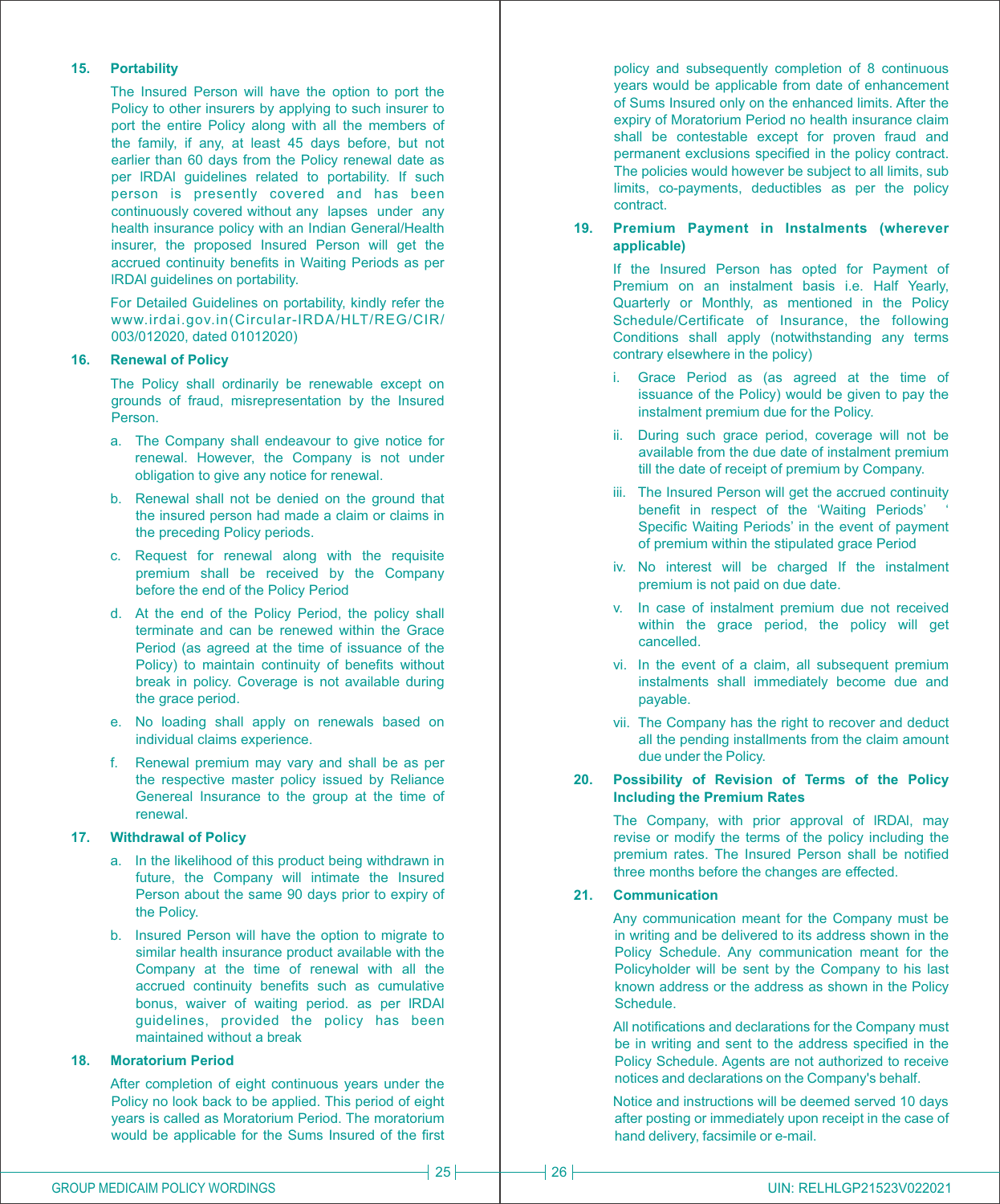**15. Portability**

The Insured Person will have the option to port the Policy to other insurers by applying to such insurer to port the entire Policy along with all the members of the family, if any, at least 45 days before, but not earlier than 60 days from the Policy renewal date as per IRDAI guidelines related to portability. If such person is presently covered and has been continuously covered without any lapses under any health insurance policy with an Indian General/Health insurer, the proposed Insured Person will get the accrued continuity benefits in Waiting Periods as per IRDAI guidelines on portability.

For Detailed Guidelines on portability, kindly refer the www.irdai.gov.in(Circular-IRDA/HLT/REG/CIR/003/012020, dated 01012020)

**16. Renewal of Policy**

The Policy shall ordinarily be renewable except on grounds of fraud, misrepresentation by the Insured Person.

a. The Company shall endeavour to give notice for renewal. However, the Company is not under obligation to give any notice for renewal.

b. Renewal shall not be denied on the ground that the insured person had made a claim or claims in the preceding Policy periods.

c. Request for renewal along with the requisite premium shall be received by the Company before the end of the Policy Period

d. At the end of the Policy Period, the policy shall terminate and can be renewed within the Grace Period (as agreed at the time of issuance of the Policy) to maintain continuity of benefits without break in policy. Coverage is not available during the grace period.

e. No loading shall apply on renewals based on individual claims experience.

f. Renewal premium may vary and shall be as per the respective master policy issued by Reliance Genereal Insurance to the group at the time of renewal.

**17. Withdrawal of Policy**

a. In the likelihood of this product being withdrawn in future, the Company will intimate the Insured Person about the same 90 days prior to expiry of the Policy.

b. Insured Person will have the option to migrate to similar health insurance product available with the Company at the time of renewal with all the accrued continuity benefits such as cumulative bonus, waiver of waiting period. as per IRDAI guidelines, provided the policy has been maintained without a break

**18. Moratorium Period**

After completion of eight continuous years under the Policy no look back to be applied. This period of eight years is called as Moratorium Period. The moratorium would be applicable for the Sums Insured of the first policy and subsequently completion of 8 continuous years would be applicable from date of enhancement of Sums Insured only on the enhanced limits. After the expiry of Moratorium Period no health insurance claim shall be contestable except for proven fraud and permanent exclusions specified in the policy contract. The policies would however be subject to all limits, sub limits, co-payments, deductibles as per the policy contract.

**19. Premium Payment in Instalments (wherever applicable)**

If the Insured Person has opted for Payment of Premium on an instalment basis i.e. Half Yearly, Quarterly or Monthly, as mentioned in the Policy Schedule/Certificate of Insurance, the following Conditions shall apply (notwithstanding any terms contrary elsewhere in the policy)

i. Grace Period as (as agreed at the time of issuance of the Policy) would be given to pay the instalment premium due for the Policy.

ii. During such grace period, coverage will not be available from the due date of instalment premium till the date of receipt of premium by Company.

iii. The Insured Person will get the accrued continuity benefit in respect of the 'Waiting Periods' 'Specific Waiting Periods' in the event of payment of premium within the stipulated grace Period

iv. No interest will be charged If the instalment premium is not paid on due date.

v. In case of instalment premium due not received within the grace period, the policy will get cancelled.

vi. In the event of a claim, all subsequent premium instalments shall immediately become due and payable.

vii. The Company has the right to recover and deduct all the pending installments from the claim amount due under the Policy.

**20. Possibility of Revision of Terms of the Policy Including the Premium Rates**

The Company, with prior approval of IRDAI, may revise or modify the terms of the policy including the premium rates. The Insured Person shall be notified three months before the changes are effected.

**21. Communication**

Any communication meant for the Company must be in writing and be delivered to its address shown in the Policy Schedule. Any communication meant for the Policyholder will be sent by the Company to his last known address or the address as shown in the Policy Schedule.

All notifications and declarations for the Company must be in writing and sent to the address specified in the Policy Schedule. Agents are not authorized to receive notices and declarations on the Company's behalf.

Notice and instructions will be deemed served 10 days after posting or immediately upon receipt in the case of hand delivery, facsimile or e-mail.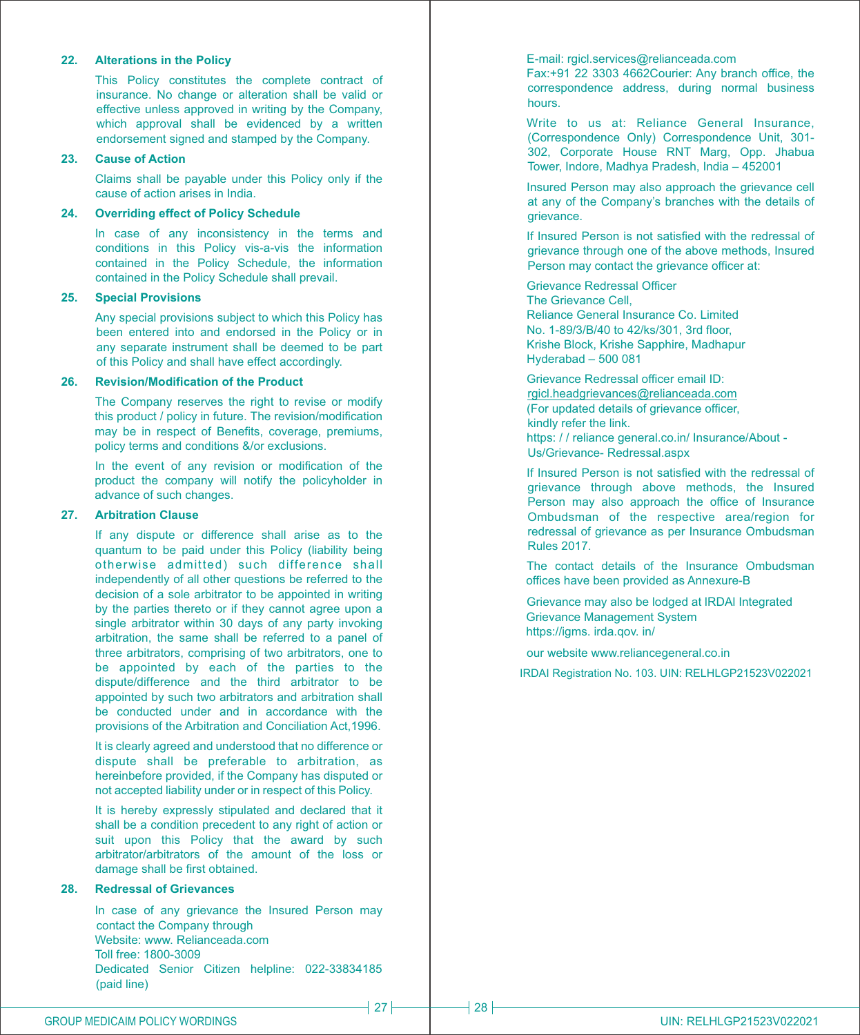### 22. Alterations in the Policy

This Policy constitutes the complete contract of insurance. No change or alteration shall be valid or effective unless approved in writing by the Company, which approval shall be evidenced by a written endorsement signed and stamped by the Company.

### 23. Cause of Action

Claims shall be payable under this Policy only if the cause of action arises in India.

### 24. Overriding effect of Policy Schedule

In case of any inconsistency in the terms and conditions in this Policy vis-a-vis the information contained in the Policy Schedule, the information contained in the Policy Schedule shall prevail.

### 25. Special Provisions

Any special provisions subject to which this Policy has been entered into and endorsed in the Policy or in any separate instrument shall be deemed to be part of this Policy and shall have effect accordingly.

### 26. Revision/Modification of the Product

The Company reserves the right to revise or modify this product / policy in future. The revision/modification may be in respect of Benefits, coverage, premiums, policy terms and conditions &/or exclusions.

In the event of any revision or modification of the product the company will notify the policyholder in advance of such changes.

### 27. Arbitration Clause

If any dispute or difference shall arise as to the quantum to be paid under this Policy (liability being otherwise admitted) such difference shall independently of all other questions be referred to the decision of a sole arbitrator to be appointed in writing by the parties thereto or if they cannot agree upon a single arbitrator within 30 days of any party invoking arbitration, the same shall be referred to a panel of three arbitrators, comprising of two arbitrators, one to be appointed by each of the parties to the dispute/difference and the third arbitrator to be appointed by such two arbitrators and arbitration shall be conducted under and in accordance with the provisions of the Arbitration and Conciliation Act,1996.

It is clearly agreed and understood that no difference or dispute shall be preferable to arbitration, as hereinbefore provided, if the Company has disputed or not accepted liability under or in respect of this Policy.

It is hereby expressly stipulated and declared that it shall be a condition precedent to any right of action or suit upon this Policy that the award by such arbitrator/arbitrators of the amount of the loss or damage shall be first obtained.

### 28. Redressal of Grievances

In case of any grievance the Insured Person may contact the Company through
Website: www. Relianceada.com
Toll free: 1800-3009
Dedicated Senior Citizen helpline: 022-33834185 (paid line)
E-mail: rgicl.services@relianceada.com
Fax:+91 22 3303 4662Courier: Any branch office, the correspondence address, during normal business hours.

Write to us at: Reliance General Insurance, (Correspondence Only) Correspondence Unit, 301-302, Corporate House RNT Marg, Opp. Jhabua Tower, Indore, Madhya Pradesh, India – 452001

Insured Person may also approach the grievance cell at any of the Company's branches with the details of grievance.

If Insured Person is not satisfied with the redressal of grievance through one of the above methods, Insured Person may contact the grievance officer at:

Grievance Redressal Officer
The Grievance Cell,
Reliance General Insurance Co. Limited
No. 1-89/3/B/40 to 42/ks/301, 3rd floor,
Krishe Block, Krishe Sapphire, Madhapur
Hyderabad – 500 081

Grievance Redressal officer email ID:
rgicl.headgrievances@relianceada.com
(For updated details of grievance officer, kindly refer the link.
https: / / reliance general.co.in/ Insurance/About - Us/Grievance- Redressal.aspx

If Insured Person is not satisfied with the redressal of grievance through above methods, the Insured Person may also approach the office of Insurance Ombudsman of the respective area/region for redressal of grievance as per Insurance Ombudsman Rules 2017.

The contact details of the Insurance Ombudsman offices have been provided as Annexure-B

Grievance may also be lodged at IRDAI Integrated Grievance Management System
https://igms. irda.qov. in/

our website www.reliancegeneral.co.in

IRDAI Registration No. 103. UIN: RELHLGP21523V022021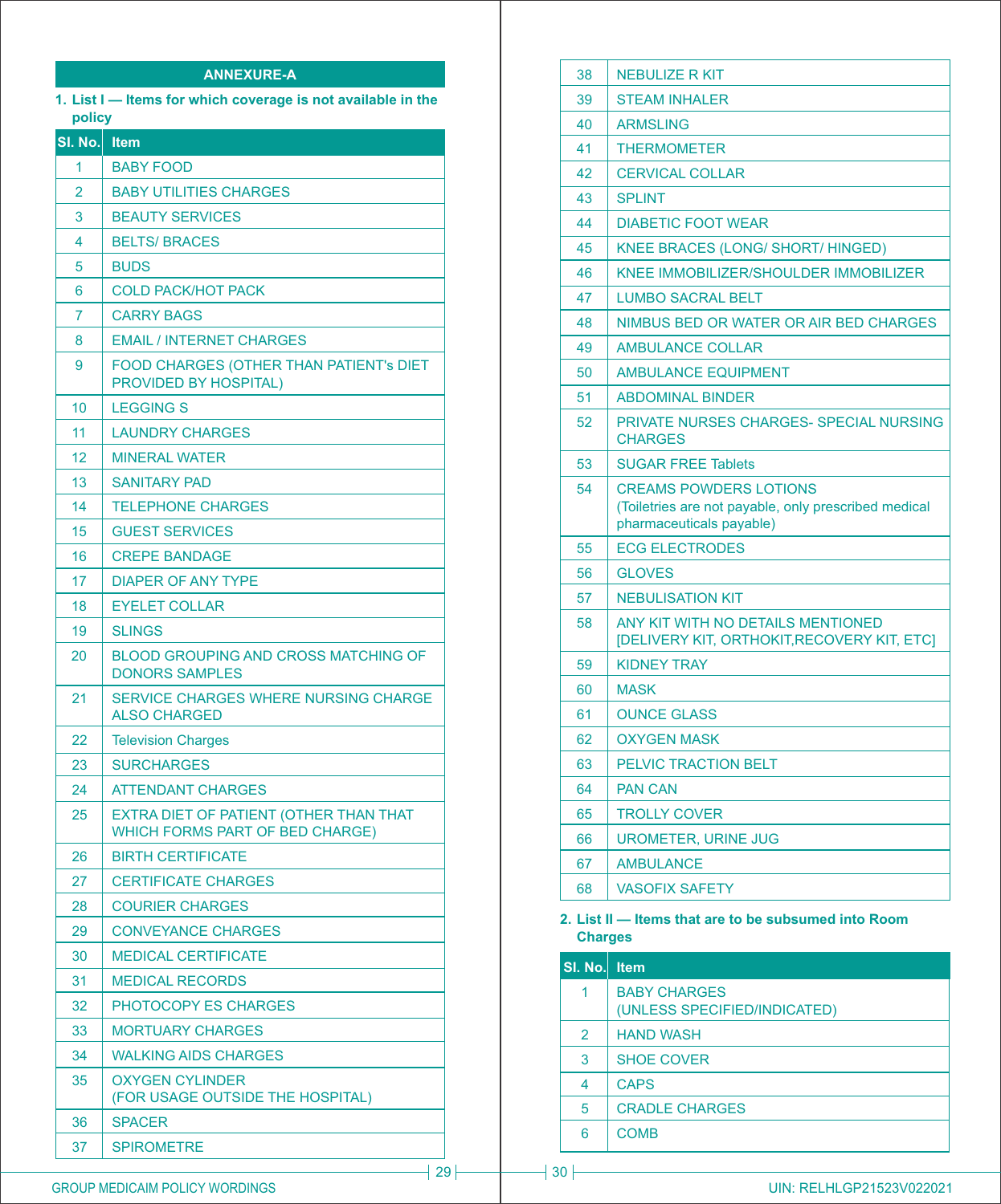## ANNEXURE-A

**1. List I — Items for which coverage is not available in the policy**

| Sl. No. | Item |
|---|---|
| 1 | BABY FOOD |
| 2 | BABY UTILITIES CHARGES |
| 3 | BEAUTY SERVICES |
| 4 | BELTS/ BRACES |
| 5 | BUDS |
| 6 | COLD PACK/HOT PACK |
| 7 | CARRY BAGS |
| 8 | EMAIL / INTERNET CHARGES |
| 9 | FOOD CHARGES (OTHER THAN PATIENT's DIET PROVIDED BY HOSPITAL) |
| 10 | LEGGING S |
| 11 | LAUNDRY CHARGES |
| 12 | MINERAL WATER |
| 13 | SANITARY PAD |
| 14 | TELEPHONE CHARGES |
| 15 | GUEST SERVICES |
| 16 | CREPE BANDAGE |
| 17 | DIAPER OF ANY TYPE |
| 18 | EYELET COLLAR |
| 19 | SLINGS |
| 20 | BLOOD GROUPING AND CROSS MATCHING OF DONORS SAMPLES |
| 21 | SERVICE CHARGES WHERE NURSING CHARGE ALSO CHARGED |
| 22 | Television Charges |
| 23 | SURCHARGES |
| 24 | ATTENDANT CHARGES |
| 25 | EXTRA DIET OF PATIENT (OTHER THAN THAT WHICH FORMS PART OF BED CHARGE) |
| 26 | BIRTH CERTIFICATE |
| 27 | CERTIFICATE CHARGES |
| 28 | COURIER CHARGES |
| 29 | CONVEYANCE CHARGES |
| 30 | MEDICAL CERTIFICATE |
| 31 | MEDICAL RECORDS |
| 32 | PHOTOCOPY ES CHARGES |
| 33 | MORTUARY CHARGES |
| 34 | WALKING AIDS CHARGES |
| 35 | OXYGEN CYLINDER (FOR USAGE OUTSIDE THE HOSPITAL) |
| 36 | SPACER |
| 37 | SPIROMETRE |
| 38 | NEBULIZE R KIT |
| 39 | STEAM INHALER |
| 40 | ARMSLING |
| 41 | THERMOMETER |
| 42 | CERVICAL COLLAR |
| 43 | SPLINT |
| 44 | DIABETIC FOOT WEAR |
| 45 | KNEE BRACES (LONG/ SHORT/ HINGED) |
| 46 | KNEE IMMOBILIZER/SHOULDER IMMOBILIZER |
| 47 | LUMBO SACRAL BELT |
| 48 | NIMBUS BED OR WATER OR AIR BED CHARGES |
| 49 | AMBULANCE COLLAR |
| 50 | AMBULANCE EQUIPMENT |
| 51 | ABDOMINAL BINDER |
| 52 | PRIVATE NURSES CHARGES- SPECIAL NURSING CHARGES |
| 53 | SUGAR FREE Tablets |
| 54 | CREAMS POWDERS LOTIONS (Toiletries are not payable, only prescribed medical pharmaceuticals payable) |
| 55 | ECG ELECTRODES |
| 56 | GLOVES |
| 57 | NEBULISATION KIT |
| 58 | ANY KIT WITH NO DETAILS MENTIONED [DELIVERY KIT, ORTHOKIT,RECOVERY KIT, ETC] |
| 59 | KIDNEY TRAY |
| 60 | MASK |
| 61 | OUNCE GLASS |
| 62 | OXYGEN MASK |
| 63 | PELVIC TRACTION BELT |
| 64 | PAN CAN |
| 65 | TROLLY COVER |
| 66 | UROMETER, URINE JUG |
| 67 | AMBULANCE |
| 68 | VASOFIX SAFETY |

**2. List II — Items that are to be subsumed into Room Charges**

| Sl. No. | Item |
|---|---|
| 1 | BABY CHARGES (UNLESS SPECIFIED/INDICATED) |
| 2 | HAND WASH |
| 3 | SHOE COVER |
| 4 | CAPS |
| 5 | CRADLE CHARGES |
| 6 | COMB |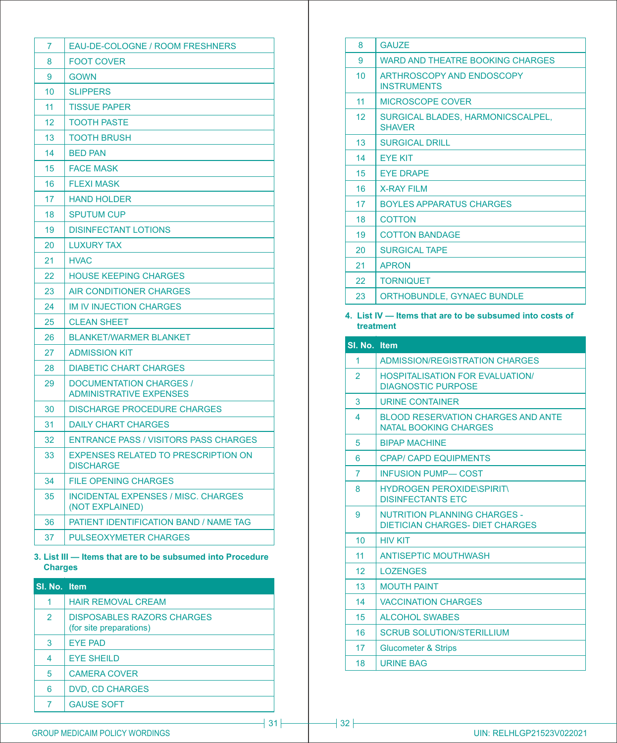| | |
|---|---|
| 7 | EAU-DE-COLOGNE / ROOM FRESHNERS |
| 8 | FOOT COVER |
| 9 | GOWN |
| 10 | SLIPPERS |
| 11 | TISSUE PAPER |
| 12 | TOOTH PASTE |
| 13 | TOOTH BRUSH |
| 14 | BED PAN |
| 15 | FACE MASK |
| 16 | FLEXI MASK |
| 17 | HAND HOLDER |
| 18 | SPUTUM CUP |
| 19 | DISINFECTANT LOTIONS |
| 20 | LUXURY TAX |
| 21 | HVAC |
| 22 | HOUSE KEEPING CHARGES |
| 23 | AIR CONDITIONER CHARGES |
| 24 | IM IV INJECTION CHARGES |
| 25 | CLEAN SHEET |
| 26 | BLANKET/WARMER BLANKET |
| 27 | ADMISSION KIT |
| 28 | DIABETIC CHART CHARGES |
| 29 | DOCUMENTATION CHARGES / ADMINISTRATIVE EXPENSES |
| 30 | DISCHARGE PROCEDURE CHARGES |
| 31 | DAILY CHART CHARGES |
| 32 | ENTRANCE PASS / VISITORS PASS CHARGES |
| 33 | EXPENSES RELATED TO PRESCRIPTION ON DISCHARGE |
| 34 | FILE OPENING CHARGES |
| 35 | INCIDENTAL EXPENSES / MISC. CHARGES (NOT EXPLAINED) |
| 36 | PATIENT IDENTIFICATION BAND / NAME TAG |
| 37 | PULSEOXYMETER CHARGES |

**3. List III — Items that are to be subsumed into Procedure Charges**

| Sl. No. | Item |
|---|---|
| 1 | HAIR REMOVAL CREAM |
| 2 | DISPOSABLES RAZORS CHARGES (for site preparations) |
| 3 | EYE PAD |
| 4 | EYE SHEILD |
| 5 | CAMERA COVER |
| 6 | DVD, CD CHARGES |
| 7 | GAUSE SOFT |
| 8 | GAUZE |
| 9 | WARD AND THEATRE BOOKING CHARGES |
| 10 | ARTHROSCOPY AND ENDOSCOPY INSTRUMENTS |
| 11 | MICROSCOPE COVER |
| 12 | SURGICAL BLADES, HARMONICSCALPEL, SHAVER |
| 13 | SURGICAL DRILL |
| 14 | EYE KIT |
| 15 | EYE DRAPE |
| 16 | X-RAY FILM |
| 17 | BOYLES APPARATUS CHARGES |
| 18 | COTTON |
| 19 | COTTON BANDAGE |
| 20 | SURGICAL TAPE |
| 21 | APRON |
| 22 | TORNIQUET |
| 23 | ORTHOBUNDLE, GYNAEC BUNDLE |

**4. List IV — Items that are to be subsumed into costs of treatment**

| Sl. No. | Item |
|---|---|
| 1 | ADMISSION/REGISTRATION CHARGES |
| 2 | HOSPITALISATION FOR EVALUATION/ DIAGNOSTIC PURPOSE |
| 3 | URINE CONTAINER |
| 4 | BLOOD RESERVATION CHARGES AND ANTE NATAL BOOKING CHARGES |
| 5 | BIPAP MACHINE |
| 6 | CPAP/ CAPD EQUIPMENTS |
| 7 | INFUSION PUMP— COST |
| 8 | HYDROGEN PEROXIDE\SPIRIT\ DISINFECTANTS ETC |
| 9 | NUTRITION PLANNING CHARGES - DIETICIAN CHARGES- DIET CHARGES |
| 10 | HIV KIT |
| 11 | ANTISEPTIC MOUTHWASH |
| 12 | LOZENGES |
| 13 | MOUTH PAINT |
| 14 | VACCINATION CHARGES |
| 15 | ALCOHOL SWABES |
| 16 | SCRUB SOLUTION/STERILLIUM |
| 17 | Glucometer & Strips |
| 18 | URINE BAG |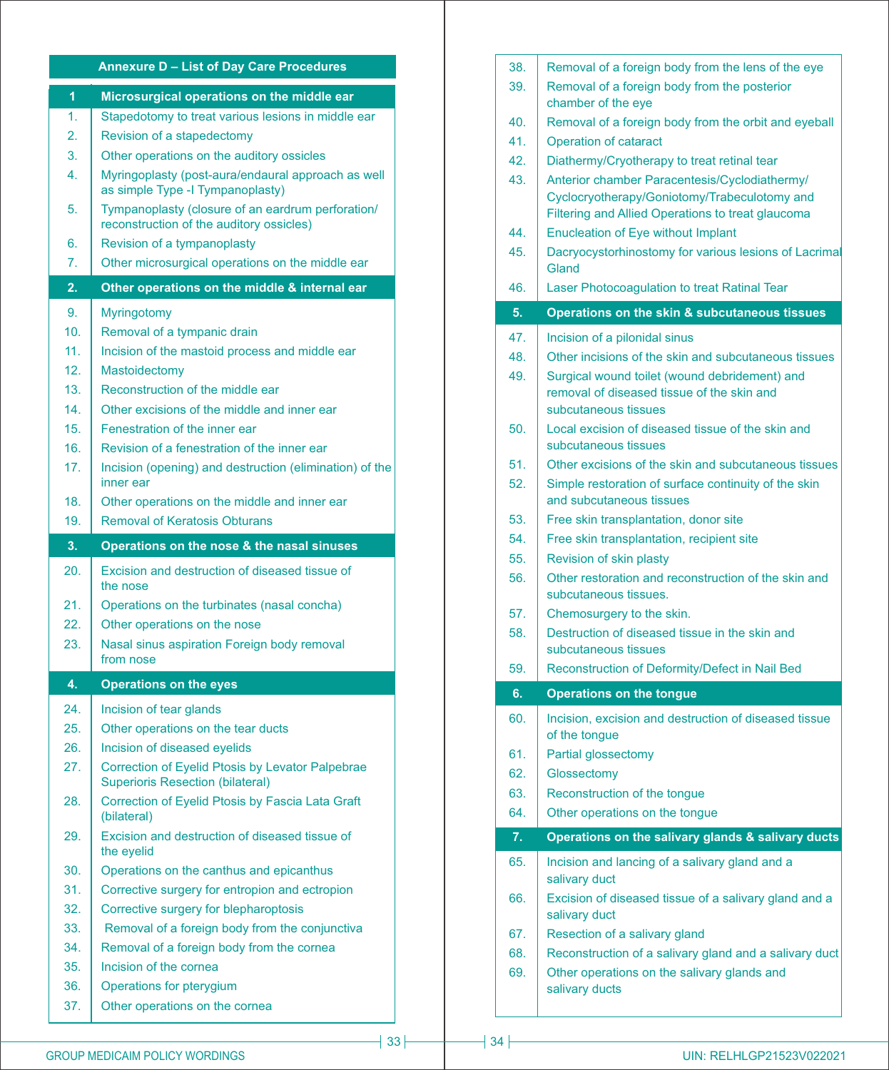## Annexure D – List of Day Care Procedures

| | |
|---|---|
| **1** | **Microsurgical operations on the middle ear** |
| 1. | Stapedotomy to treat various lesions in middle ear |
| 2. | Revision of a stapedectomy |
| 3. | Other operations on the auditory ossicles |
| 4. | Myringoplasty (post-aura/endaural approach as well as simple Type -I Tympanoplasty) |
| 5. | Tympanoplasty (closure of an eardrum perforation/ reconstruction of the auditory ossicles) |
| 6. | Revision of a tympanoplasty |
| 7. | Other microsurgical operations on the middle ear |
| **2.** | **Other operations on the middle & internal ear** |
| 9. | Myringotomy |
| 10. | Removal of a tympanic drain |
| 11. | Incision of the mastoid process and middle ear |
| 12. | Mastoidectomy |
| 13. | Reconstruction of the middle ear |
| 14. | Other excisions of the middle and inner ear |
| 15. | Fenestration of the inner ear |
| 16. | Revision of a fenestration of the inner ear |
| 17. | Incision (opening) and destruction (elimination) of the inner ear |
| 18. | Other operations on the middle and inner ear |
| 19. | Removal of Keratosis Obturans |
| **3.** | **Operations on the nose & the nasal sinuses** |
| 20. | Excision and destruction of diseased tissue of the nose |
| 21. | Operations on the turbinates (nasal concha) |
| 22. | Other operations on the nose |
| 23. | Nasal sinus aspiration Foreign body removal from nose |
| **4.** | **Operations on the eyes** |
| 24. | Incision of tear glands |
| 25. | Other operations on the tear ducts |
| 26. | Incision of diseased eyelids |
| 27. | Correction of Eyelid Ptosis by Levator Palpebrae Superioris Resection (bilateral) |
| 28. | Correction of Eyelid Ptosis by Fascia Lata Graft (bilateral) |
| 29. | Excision and destruction of diseased tissue of the eyelid |
| 30. | Operations on the canthus and epicanthus |
| 31. | Corrective surgery for entropion and ectropion |
| 32. | Corrective surgery for blepharoptosis |
| 33. | Removal of a foreign body from the conjunctiva |
| 34. | Removal of a foreign body from the cornea |
| 35. | Incision of the cornea |
| 36. | Operations for pterygium |
| 37. | Other operations on the cornea |
| 38. | Removal of a foreign body from the lens of the eye |
| 39. | Removal of a foreign body from the posterior chamber of the eye |
| 40. | Removal of a foreign body from the orbit and eyeball |
| 41. | Operation of cataract |
| 42. | Diathermy/Cryotherapy to treat retinal tear |
| 43. | Anterior chamber Paracentesis/Cyclodiathermy/ Cyclocryotherapy/Goniotomy/Trabeculotomy and Filtering and Allied Operations to treat glaucoma |
| 44. | Enucleation of Eye without Implant |
| 45. | Dacryocystorhinostomy for various lesions of Lacrimal Gland |
| 46. | Laser Photocoagulation to treat Ratinal Tear |
| **5.** | **Operations on the skin & subcutaneous tissues** |
| 47. | Incision of a pilonidal sinus |
| 48. | Other incisions of the skin and subcutaneous tissues |
| 49. | Surgical wound toilet (wound debridement) and removal of diseased tissue of the skin and subcutaneous tissues |
| 50. | Local excision of diseased tissue of the skin and subcutaneous tissues |
| 51. | Other excisions of the skin and subcutaneous tissues |
| 52. | Simple restoration of surface continuity of the skin and subcutaneous tissues |
| 53. | Free skin transplantation, donor site |
| 54. | Free skin transplantation, recipient site |
| 55. | Revision of skin plasty |
| 56. | Other restoration and reconstruction of the skin and subcutaneous tissues. |
| 57. | Chemosurgery to the skin. |
| 58. | Destruction of diseased tissue in the skin and subcutaneous tissues |
| 59. | Reconstruction of Deformity/Defect in Nail Bed |
| **6.** | **Operations on the tongue** |
| 60. | Incision, excision and destruction of diseased tissue of the tongue |
| 61. | Partial glossectomy |
| 62. | Glossectomy |
| 63. | Reconstruction of the tongue |
| 64. | Other operations on the tongue |
| **7.** | **Operations on the salivary glands & salivary ducts** |
| 65. | Incision and lancing of a salivary gland and a salivary duct |
| 66. | Excision of diseased tissue of a salivary gland and a salivary duct |
| 67. | Resection of a salivary gland |
| 68. | Reconstruction of a salivary gland and a salivary duct |
| 69. | Other operations on the salivary glands and salivary ducts |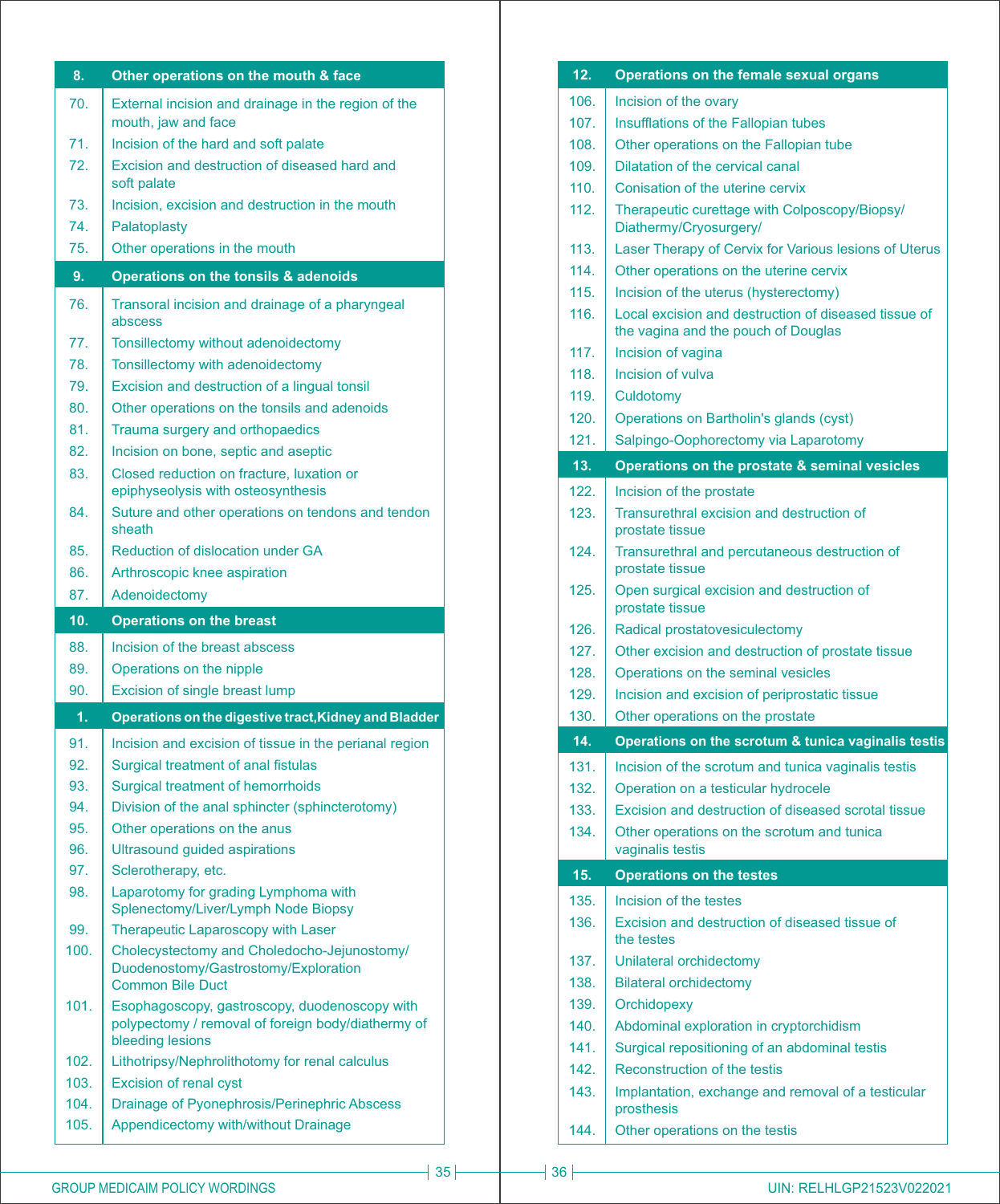| 8. | Other operations on the mouth & face |
|---|---|
| 70. | External incision and drainage in the region of the mouth, jaw and face |
| 71. | Incision of the hard and soft palate |
| 72. | Excision and destruction of diseased hard and soft palate |
| 73. | Incision, excision and destruction in the mouth |
| 74. | Palatoplasty |
| 75. | Other operations in the mouth |
| **9.** | **Operations on the tonsils & adenoids** |
| 76. | Transoral incision and drainage of a pharyngeal abscess |
| 77. | Tonsillectomy without adenoidectomy |
| 78. | Tonsillectomy with adenoidectomy |
| 79. | Excision and destruction of a lingual tonsil |
| 80. | Other operations on the tonsils and adenoids |
| 81. | Trauma surgery and orthopaedics |
| 82. | Incision on bone, septic and aseptic |
| 83. | Closed reduction on fracture, luxation or epiphyseolysis with osteosynthesis |
| 84. | Suture and other operations on tendons and tendon sheath |
| 85. | Reduction of dislocation under GA |
| 86. | Arthroscopic knee aspiration |
| 87. | Adenoidectomy |
| **10.** | **Operations on the breast** |
| 88. | Incision of the breast abscess |
| 89. | Operations on the nipple |
| 90. | Excision of single breast lump |
| **1.** | **Operations on the digestive tract,Kidney and Bladder** |
| 91. | Incision and excision of tissue in the perianal region |
| 92. | Surgical treatment of anal fistulas |
| 93. | Surgical treatment of hemorrhoids |
| 94. | Division of the anal sphincter (sphincterotomy) |
| 95. | Other operations on the anus |
| 96. | Ultrasound guided aspirations |
| 97. | Sclerotherapy, etc. |
| 98. | Laparotomy for grading Lymphoma with Splenectomy/Liver/Lymph Node Biopsy |
| 99. | Therapeutic Laparoscopy with Laser |
| 100. | Cholecystectomy and Choledocho-Jejunostomy/ Duodenostomy/Gastrostomy/Exploration Common Bile Duct |
| 101. | Esophagoscopy, gastroscopy, duodenoscopy with polypectomy / removal of foreign body/diathermy of bleeding lesions |
| 102. | Lithotripsy/Nephrolithotomy for renal calculus |
| 103. | Excision of renal cyst |
| 104. | Drainage of Pyonephrosis/Perinephric Abscess |
| 105. | Appendicectomy with/without Drainage |

| 12. | Operations on the female sexual organs |
|---|---|
| 106. | Incision of the ovary |
| 107. | Insufflations of the Fallopian tubes |
| 108. | Other operations on the Fallopian tube |
| 109. | Dilatation of the cervical canal |
| 110. | Conisation of the uterine cervix |
| 112. | Therapeutic curettage with Colposcopy/Biopsy/ Diathermy/Cryosurgery/ |
| 113. | Laser Therapy of Cervix for Various lesions of Uterus |
| 114. | Other operations on the uterine cervix |
| 115. | Incision of the uterus (hysterectomy) |
| 116. | Local excision and destruction of diseased tissue of the vagina and the pouch of Douglas |
| 117. | Incision of vagina |
| 118. | Incision of vulva |
| 119. | Culdotomy |
| 120. | Operations on Bartholin's glands (cyst) |
| 121. | Salpingo-Oophorectomy via Laparotomy |
| **13.** | **Operations on the prostate & seminal vesicles** |
| 122. | Incision of the prostate |
| 123. | Transurethral excision and destruction of prostate tissue |
| 124. | Transurethral and percutaneous destruction of prostate tissue |
| 125. | Open surgical excision and destruction of prostate tissue |
| 126. | Radical prostatovesiculectomy |
| 127. | Other excision and destruction of prostate tissue |
| 128. | Operations on the seminal vesicles |
| 129. | Incision and excision of periprostatic tissue |
| 130. | Other operations on the prostate |
| **14.** | **Operations on the scrotum & tunica vaginalis testis** |
| 131. | Incision of the scrotum and tunica vaginalis testis |
| 132. | Operation on a testicular hydrocele |
| 133. | Excision and destruction of diseased scrotal tissue |
| 134. | Other operations on the scrotum and tunica vaginalis testis |
| **15.** | **Operations on the testes** |
| 135. | Incision of the testes |
| 136. | Excision and destruction of diseased tissue of the testes |
| 137. | Unilateral orchidectomy |
| 138. | Bilateral orchidectomy |
| 139. | Orchidopexy |
| 140. | Abdominal exploration in cryptorchidism |
| 141. | Surgical repositioning of an abdominal testis |
| 142. | Reconstruction of the testis |
| 143. | Implantation, exchange and removal of a testicular prosthesis |
| 144. | Other operations on the testis |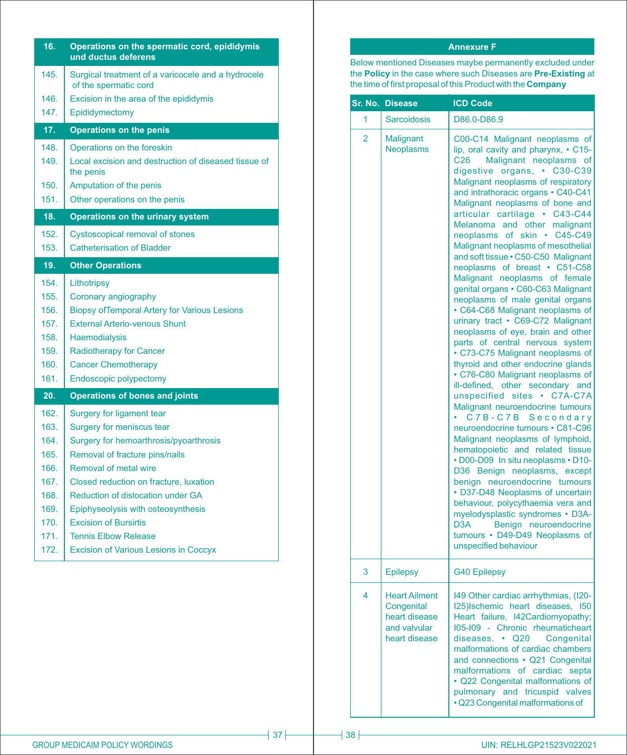| 16. | Operations on the spermatic cord, epididymis und ductus deferens |
|---|---|
| 145. | Surgical treatment of a varicocele and a hydrocele of the spermatic cord |
| 146. | Excision in the area of the epididymis |
| 147. | Epididymectomy |
| **17.** | **Operations on the penis** |
| 148. | Operations on the foreskin |
| 149. | Local excision and destruction of diseased tissue of the penis |
| 150. | Amputation of the penis |
| 151. | Other operations on the penis |
| **18.** | **Operations on the urinary system** |
| 152. | Cystoscopical removal of stones |
| 153. | Catheterisation of Bladder |
| **19.** | **Other Operations** |
| 154. | Lithotripsy |
| 155. | Coronary angiography |
| 156. | Biopsy ofTemporal Artery for Various Lesions |
| 157. | External Arterio-venous Shunt |
| 158. | Haemodialysis |
| 159. | Radiotherapy for Cancer |
| 160. | Cancer Chemotherapy |
| 161. | Endoscopic polypectomy |
| **20.** | **Operations of bones and joints** |
| 162. | Surgery for ligament tear |
| 163. | Surgery for meniscus tear |
| 164. | Surgery for hemoarthrosis/pyoarthrosis |
| 165. | Removal of fracture pins/nails |
| 166. | Removal of metal wire |
| 167. | Closed reduction on fracture, luxation |
| 168. | Reduction of dislocation under GA |
| 169. | Epiphyseolysis with osteosynthesis |
| 170. | Excision of Bursirtis |
| 171. | Tennis Elbow Release |
| 172. | Excision of Various Lesions in Coccyx |

## Annexure F

Below mentioned Diseases maybe permanently excluded under the **Policy** in the case where such Diseases are **Pre-Existing** at the time of first proposal of this Product with the **Company**

| Sr. No. | Disease | ICD Code |
|---|---|---|
| 1 | Sarcoidosis | D86.0-D86.9 |
| 2 | Malignant Neoplasms | C00-C14 Malignant neoplasms of lip, oral cavity and pharynx, • C15-C26 Malignant neoplasms of digestive organs, • C30-C39 Malignant neoplasms of respiratory and intrathoracic organs • C40-C41 Malignant neoplasms of bone and articular cartilage • C43-C44 Melanoma and other malignant neoplasms of skin • C45-C49 Malignant neoplasms of mesothelial and soft tissue • C50-C50 Malignant neoplasms of breast • C51-C58 Malignant neoplasms of female genital organs • C60-C63 Malignant neoplasms of male genital organs • C64-C68 Malignant neoplasms of urinary tract • C69-C72 Malignant neoplasms of eye, brain and other parts of central nervous system • C73-C75 Malignant neoplasms of thyroid and other endocrine glands • C76-C80 Malignant neoplasms of ill-defined, other secondary and unspecified sites • C7A-C7A Malignant neuroendocrine tumours • C7B-C7B Secondary neuroendocrine tumours • C81-C96 Malignant neoplasms of lymphoid, hematopoietic and related tissue • D00-D09 In situ neoplasms • D10-D36 Benign neoplasms, except benign neuroendocrine tumours • D37-D48 Neoplasms of uncertain behaviour, polycythaemia vera and myelodysplastic syndromes • D3A-D3A Benign neuroendocrine tumours • D49-D49 Neoplasms of unspecified behaviour |
| 3 | Epilepsy | G40 Epilepsy |
| 4 | Heart Ailment Congenital heart disease and valvular heart disease | I49 Other cardiac arrhythmias, (I20-I25)Ischemic heart diseases, I50 Heart failure, I42Cardiomyopathy; I05-I09 - Chronic rheumaticheart diseases. • Q20 Congenital malformations of cardiac chambers and connections • Q21 Congenital malformations of cardiac septa • Q22 Congenital malformations of pulmonary and tricuspid valves • Q23 Congenital malformations of |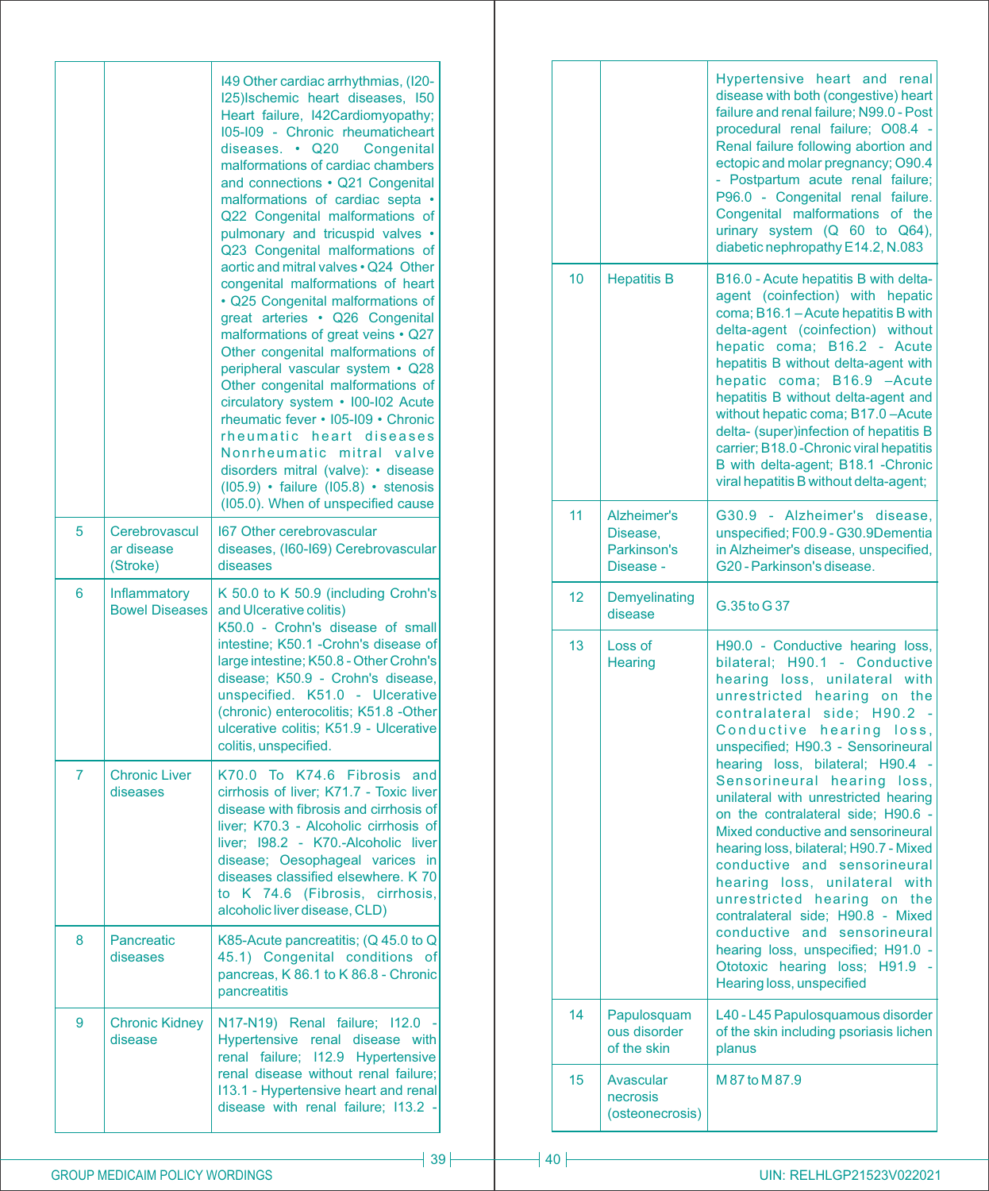| | | |
|---|---|---|
| | | I49 Other cardiac arrhythmias, (I20-I25)Ischemic heart diseases, I50 Heart failure, I42Cardiomyopathy; I05-I09 - Chronic rheumaticheart diseases. • Q20 Congenital malformations of cardiac chambers and connections • Q21 Congenital malformations of cardiac septa • Q22 Congenital malformations of pulmonary and tricuspid valves • Q23 Congenital malformations of aortic and mitral valves • Q24 Other congenital malformations of heart • Q25 Congenital malformations of great arteries • Q26 Congenital malformations of great veins • Q27 Other congenital malformations of peripheral vascular system • Q28 Other congenital malformations of circulatory system • I00-I02 Acute rheumatic fever • I05-I09 • Chronic rheumatic heart diseases Nonrheumatic mitral valve disorders mitral (valve): • disease (I05.9) • failure (I05.8) • stenosis (I05.0). When of unspecified cause |
| 5 | Cerebrovascular disease (Stroke) | I67 Other cerebrovascular diseases, (I60-I69) Cerebrovascular diseases |
| 6 | Inflammatory Bowel Diseases | K 50.0 to K 50.9 (including Crohn's and Ulcerative colitis) K50.0 - Crohn's disease of small intestine; K50.1 -Crohn's disease of large intestine; K50.8 - Other Crohn's disease; K50.9 - Crohn's disease, unspecified. K51.0 - Ulcerative (chronic) enterocolitis; K51.8 -Other ulcerative colitis; K51.9 - Ulcerative colitis, unspecified. |
| 7 | Chronic Liver diseases | K70.0 To K74.6 Fibrosis and cirrhosis of liver; K71.7 - Toxic liver disease with fibrosis and cirrhosis of liver; K70.3 - Alcoholic cirrhosis of liver; I98.2 - K70.-Alcoholic liver disease; Oesophageal varices in diseases classified elsewhere. K 70 to K 74.6 (Fibrosis, cirrhosis, alcoholic liver disease, CLD) |
| 8 | Pancreatic diseases | K85-Acute pancreatitis; (Q 45.0 to Q 45.1) Congenital conditions of pancreas, K 86.1 to K 86.8 - Chronic pancreatitis |
| 9 | Chronic Kidney disease | N17-N19) Renal failure; I12.0 - Hypertensive renal disease with renal failure; I12.9 Hypertensive renal disease without renal failure; I13.1 - Hypertensive heart and renal disease with renal failure; I13.2 - Hypertensive heart and renal disease with both (congestive) heart failure and renal failure; N99.0 - Post procedural renal failure; O08.4 - Renal failure following abortion and ectopic and molar pregnancy; O90.4 - Postpartum acute renal failure; P96.0 - Congenital renal failure. Congenital malformations of the urinary system (Q 60 to Q64), diabetic nephropathy E14.2, N.083 |
| 10 | Hepatitis B | B16.0 - Acute hepatitis B with delta-agent (coinfection) with hepatic coma; B16.1 – Acute hepatitis B with delta-agent (coinfection) without hepatic coma; B16.2 - Acute hepatitis B without delta-agent with hepatic coma; B16.9 –Acute hepatitis B without delta-agent and without hepatic coma; B17.0 –Acute delta- (super)infection of hepatitis B carrier; B18.0 -Chronic viral hepatitis B with delta-agent; B18.1 -Chronic viral hepatitis B without delta-agent; |
| 11 | Alzheimer's Disease, Parkinson's Disease - | G30.9 - Alzheimer's disease, unspecified; F00.9 - G30.9Dementia in Alzheimer's disease, unspecified, G20 - Parkinson's disease. |
| 12 | Demyelinating disease | G.35 to G 37 |
| 13 | Loss of Hearing | H90.0 - Conductive hearing loss, bilateral; H90.1 - Conductive hearing loss, unilateral with unrestricted hearing on the contralateral side; H90.2 - Conductive hearing loss, unspecified; H90.3 - Sensorineural hearing loss, bilateral; H90.4 - Sensorineural hearing loss, unilateral with unrestricted hearing on the contralateral side; H90.6 - Mixed conductive and sensorineural hearing loss, bilateral; H90.7 - Mixed conductive and sensorineural hearing loss, unilateral with unrestricted hearing on the contralateral side; H90.8 - Mixed conductive and sensorineural hearing loss, unspecified; H91.0 - Ototoxic hearing loss; H91.9 - Hearing loss, unspecified |
| 14 | Papulosquamous disorder of the skin | L40 - L45 Papulosquamous disorder of the skin including psoriasis lichen planus |
| 15 | Avascular necrosis (osteonecrosis) | M 87 to M 87.9 |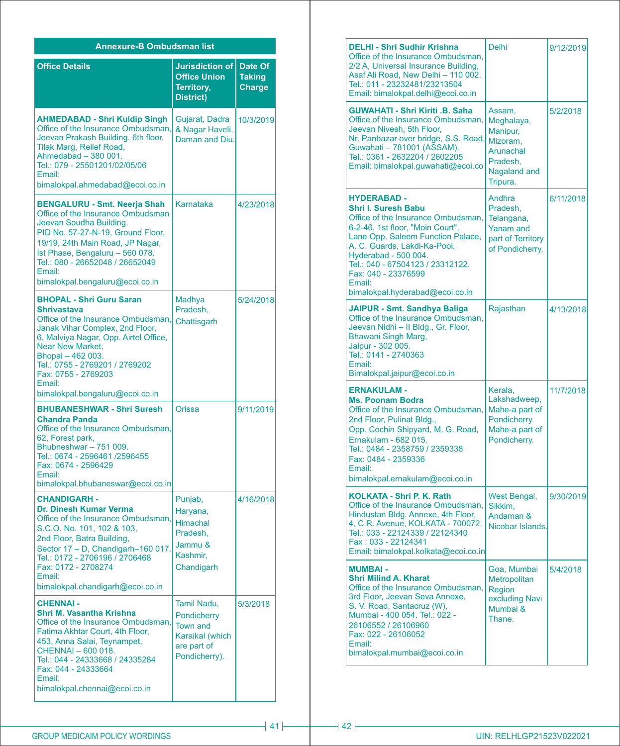## Annexure-B Ombudsman list

| Office Details | Jurisdiction of Office Union Territory, District) | Date Of Taking Charge |
|---|---|---|
| **AHMEDABAD - Shri Kuldip Singh** Office of the Insurance Ombudsman, Jeevan Prakash Building, 6th floor, Tilak Marg, Relief Road, Ahmedabad – 380 001. Tel.: 079 - 25501201/02/05/06 Email: bimalokpal.ahmedabad@ecoi.co.in | Gujarat, Dadra & Nagar Haveli, Daman and Diu. | 10/3/2019 |
| **BENGALURU - Smt. Neerja Shah** Office of the Insurance Ombudsman Jeevan Soudha Building, PID No. 57-27-N-19, Ground Floor, 19/19, 24th Main Road, JP Nagar, Ist Phase, Bengaluru – 560 078. Tel.: 080 - 26652048 / 26652049 Email: bimalokpal.bengaluru@ecoi.co.in | Karnataka | 4/23/2018 |
| **BHOPAL - Shri Guru Saran Shrivastava** Office of the Insurance Ombudsman, Janak Vihar Complex, 2nd Floor, 6, Malviya Nagar, Opp. Airtel Office, Near New Market, Bhopal – 462 003. Tel.: 0755 - 2769201 / 2769202 Fax: 0755 - 2769203 Email: bimalokpal.bengaluru@ecoi.co.in | Madhya Pradesh, Chattisgarh | 5/24/2018 |
| **BHUBANESHWAR - Shri Suresh Chandra Panda** Office of the Insurance Ombudsman, 62, Forest park, Bhubneshwar – 751 009. Tel.: 0674 - 2596461 /2596455 Fax: 0674 - 2596429 Email: bimalokpal.bhubaneswar@ecoi.co.in | Orissa | 9/11/2019 |
| **CHANDIGARH - Dr. Dinesh Kumar Verma** Office of the Insurance Ombudsman, S.C.O. No. 101, 102 & 103, 2nd Floor, Batra Building, Sector 17 – D, Chandigarh–160 017. Tel.: 0172 - 2706196 / 2706468 Fax: 0172 - 2708274 Email: bimalokpal.chandigarh@ecoi.co.in | Punjab, Haryana, Himachal Pradesh, Jammu & Kashmir, Chandigarh | 4/16/2018 |
| **CHENNAI - Shri M. Vasantha Krishna** Office of the Insurance Ombudsman, Fatima Akhtar Court, 4th Floor, 453, Anna Salai, Teynampet, CHENNAI – 600 018. Tel.: 044 - 24333668 / 24335284 Fax: 044 - 24333664 Email: bimalokpal.chennai@ecoi.co.in | Tamil Nadu, Pondicherry Town and Karaikal (which are part of Pondicherry). | 5/3/2018 |
| **DELHI - Shri Sudhir Krishna** Office of the Insurance Ombudsman, 2/2 A, Universal Insurance Building, Asaf Ali Road, New Delhi – 110 002. Tel.: 011 - 23232481/23213504 Email: bimalokpal.delhi@ecoi.co.in | Delhi | 9/12/2019 |
| **GUWAHATI - Shri Kiriti .B. Saha** Office of the Insurance Ombudsman, Jeevan Nivesh, 5th Floor, Nr. Panbazar over bridge, S.S. Road, Guwahati – 781001 (ASSAM). Tel.: 0361 - 2632204 / 2602205 Email: bimalokpal.guwahati@ecoi.co | Assam, Meghalaya, Manipur, Mizoram, Arunachal Pradesh, Nagaland and Tripura. | 5/2/2018 |
| **HYDERABAD - Shri I. Suresh Babu** Office of the Insurance Ombudsman, 6-2-46, 1st floor, "Moin Court", Lane Opp. Saleem Function Palace, A. C. Guards, Lakdi-Ka-Pool, Hyderabad - 500 004. Tel.: 040 - 67504123 / 23312122. Fax: 040 - 23376599 Email: bimalokpal.hyderabad@ecoi.co.in | Andhra Pradesh, Telangana, Yanam and part of Territory of Pondicherry. | 6/11/2018 |
| **JAIPUR - Smt. Sandhya Baliga** Office of the Insurance Ombudsman, Jeevan Nidhi – II Bldg., Gr. Floor, Bhawani Singh Marg, Jaipur - 302 005. Tel.: 0141 - 2740363 Email: Bimalokpal.jaipur@ecoi.co.in | Rajasthan | 4/13/2018 |
| **ERNAKULAM - Ms. Poonam Bodra** Office of the Insurance Ombudsman, 2nd Floor, Pulinat Bldg., Opp. Cochin Shipyard, M. G. Road, Ernakulam - 682 015. Tel.: 0484 - 2358759 / 2359338 Fax: 0484 - 2359336 Email: bimalokpal.ernakulam@ecoi.co.in | Kerala, Lakshadweep, Mahe-a part of Pondicherry. Mahe-a part of Pondicherry. | 11/7/2018 |
| **KOLKATA - Shri P. K. Rath** Office of the Insurance Ombudsman, Hindustan Bldg. Annexe, 4th Floor, 4, C.R. Avenue, KOLKATA - 700072. Tel.: 033 - 22124339 / 22124340 Fax : 033 - 22124341 Email: bimalokpal.kolkata@ecoi.co.in | West Bengal, Sikkim, Andaman & Nicobar Islands. | 9/30/2019 |
| **MUMBAI - Shri Milind A. Kharat** Office of the Insurance Ombudsman, 3rd Floor, Jeevan Seva Annexe, S. V. Road, Santacruz (W), Mumbai - 400 054. Tel.: 022 - 26106552 / 26106960 Fax: 022 - 26106052 Email: bimalokpal.mumbai@ecoi.co.in | Goa, Mumbai Metropolitan Region excluding Navi Mumbai & Thane. | 5/4/2018 |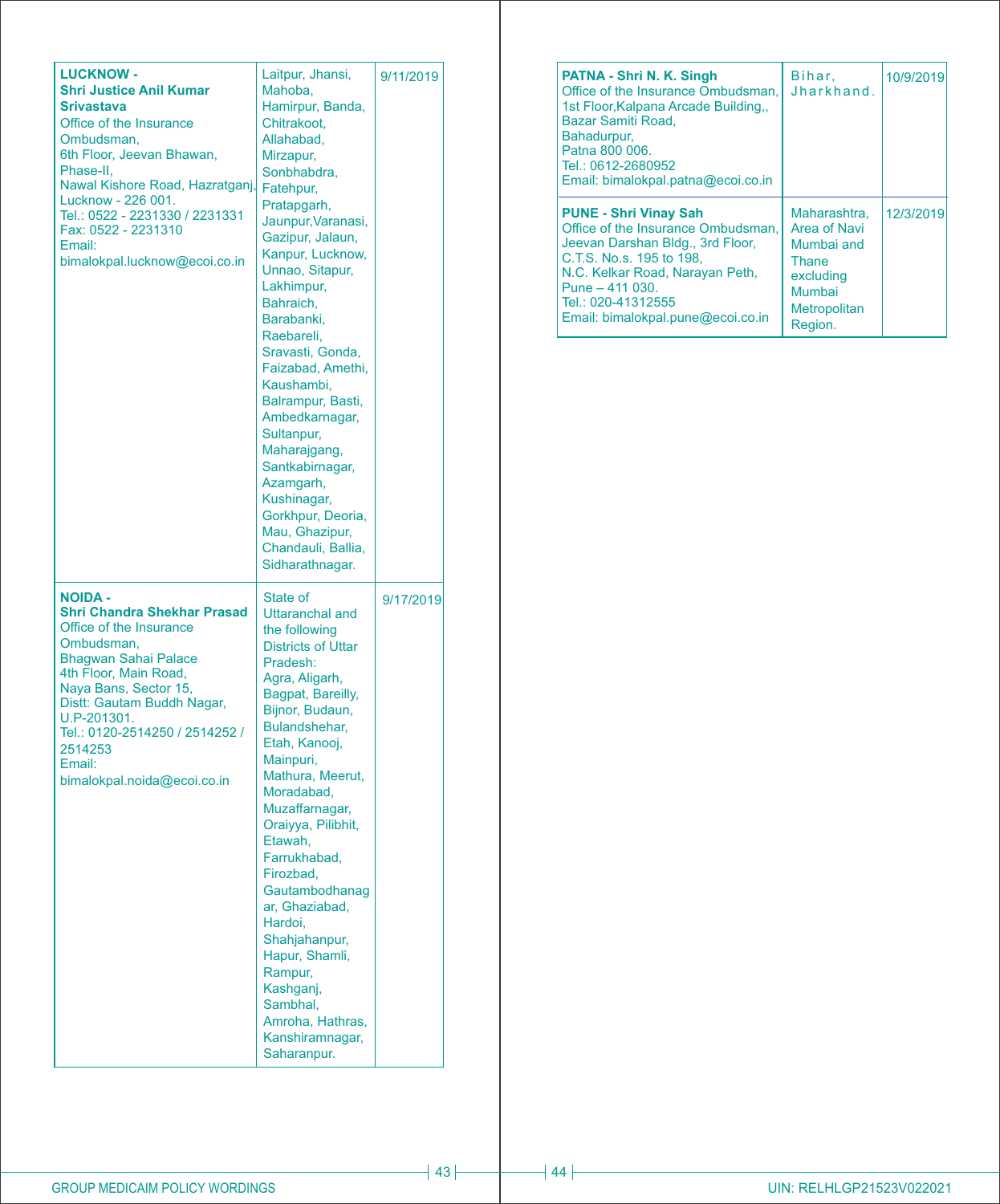| | | |
|---|---|---|
| **LUCKNOW - Shri Justice Anil Kumar Srivastava** Office of the Insurance Ombudsman, 6th Floor, Jeevan Bhawan, Phase-II, Nawal Kishore Road, Hazratganj, Lucknow - 226 001. Tel.: 0522 - 2231330 / 2231331 Fax: 0522 - 2231310 Email: bimalokpal.lucknow@ecoi.co.in | Laitpur, Jhansi, Mahoba, Hamirpur, Banda, Chitrakoot, Allahabad, Mirzapur, Sonbhabdra, Fatehpur, Pratapgarh, Jaunpur,Varanasi, Gazipur, Jalaun, Kanpur, Lucknow, Unnao, Sitapur, Lakhimpur, Bahraich, Barabanki, Raebareli, Sravasti, Gonda, Faizabad, Amethi, Kaushambi, Balrampur, Basti, Ambedkarnagar, Sultanpur, Maharajgang, Santkabirnagar, Azamgarh, Kushinagar, Gorkhpur, Deoria, Mau, Ghazipur, Chandauli, Ballia, Sidharathnagar. | 9/11/2019 |
| **NOIDA - Shri Chandra Shekhar Prasad** Office of the Insurance Ombudsman, Bhagwan Sahai Palace 4th Floor, Main Road, Naya Bans, Sector 15, Distt: Gautam Buddh Nagar, U.P-201301. Tel.: 0120-2514250 / 2514252 / 2514253 Email: bimalokpal.noida@ecoi.co.in | State of Uttaranchal and the following Districts of Uttar Pradesh: Agra, Aligarh, Bagpat, Bareilly, Bijnor, Budaun, Bulandshehar, Etah, Kanooj, Mainpuri, Mathura, Meerut, Moradabad, Muzaffarnagar, Oraiyya, Pilibhit, Etawah, Farrukhabad, Firozbad, Gautambodhanagar, Ghaziabad, Hardoi, Shahjahanpur, Hapur, Shamli, Rampur, Kashganj, Sambhal, Amroha, Hathras, Kanshiramnagar, Saharanpur. | 9/17/2019 |
| **PATNA - Shri N. K. Singh** Office of the Insurance Ombudsman, 1st Floor,Kalpana Arcade Building,, Bazar Samiti Road, Bahadurpur, Patna 800 006. Tel.: 0612-2680952 Email: bimalokpal.patna@ecoi.co.in | Bihar, Jharkhand. | 10/9/2019 |
| **PUNE - Shri Vinay Sah** Office of the Insurance Ombudsman, Jeevan Darshan Bldg., 3rd Floor, C.T.S. No.s. 195 to 198, N.C. Kelkar Road, Narayan Peth, Pune – 411 030. Tel.: 020-41312555 Email: bimalokpal.pune@ecoi.co.in | Maharashtra, Area of Navi Mumbai and Thane excluding Mumbai Metropolitan Region. | 12/3/2019 |